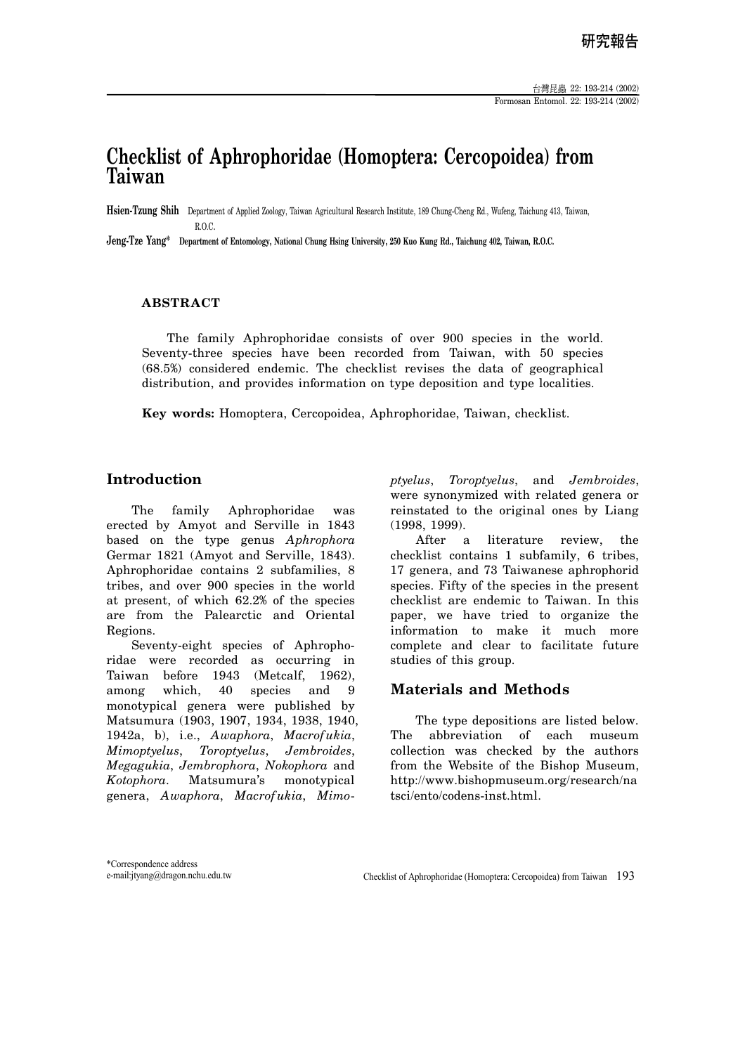研究報告

# Checklist of Aphrophoridae (Homoptera: Cercopoidea) from Taiwan

**Hsien-Tzung Shih** Department of Applied Zoology, Taiwan Agricultural Research Institute, 189 Chung-Cheng Rd., Wufeng, Taichung 413, Taiwan, R.O.C.

**Jeng-Tze Yang*** **Department of Entomology, National Chung Hsing University, 250 Kuo Kung Rd., Taichung 402, Taiwan, R.O.C.**

## ABSTRACT

The family Aphrophoridae consists of over 900 species in the world. Seventy-three species have been recorded from Taiwan, with 50 species (68.5%) considered endemic. The checklist revises the data of geographical distribution, and provides information on type deposition and type localities.

**Key words:** Homoptera, Cercopoidea, Aphrophoridae, Taiwan, checklist.

## Introduction

The family Aphrophoridae was erected by Amyot and Serville in 1843 based on the type genus *Aphrophora* Germar 1821 (Amyot and Serville, 1843). Aphrophoridae contains 2 subfamilies, 8 tribes, and over 900 species in the world at present, of which 62.2% of the species are from the Palearctic and Oriental Regions.

Seventy-eight species of Aphrophoridae were recorded as occurring in Taiwan before 1943 (Metcalf, 1962), among which, 40 species and 9 monotypical genera were published by Matsumura (1903, 1907, 1934, 1938, 1940, 1942a, b), i.e., *Awaphora*, *Macrofukia*, *Mimoptyelus*, *Toroptyelus*, *Jembroides*, *Megagukia*, *Jembrophora*, *Nokophora* and *Kotophora*. Matsumura's monotypical genera, *Awaphora*, *Macrofukia*, *Mimoptyelus*, *Toroptyelus*, and *Jembroides*, were synonymized with related genera or reinstated to the original ones by Liang (1998, 1999).

After a literature review, the checklist contains 1 subfamily, 6 tribes, 17 genera, and 73 Taiwanese aphrophorid species. Fifty of the species in the present checklist are endemic to Taiwan. In this paper, we have tried to organize the information to make it much more complete and clear to facilitate future studies of this group.

## Materials and Methods

The type depositions are listed below. The abbreviation of each museum collection was checked by the authors from the Website of the Bishop Museum, http://www.bishopmuseum.org/research/natsci/ento/codens-inst.html.

*Correspondence address
e-mail:jtyang@dragon.nchu.edu.tw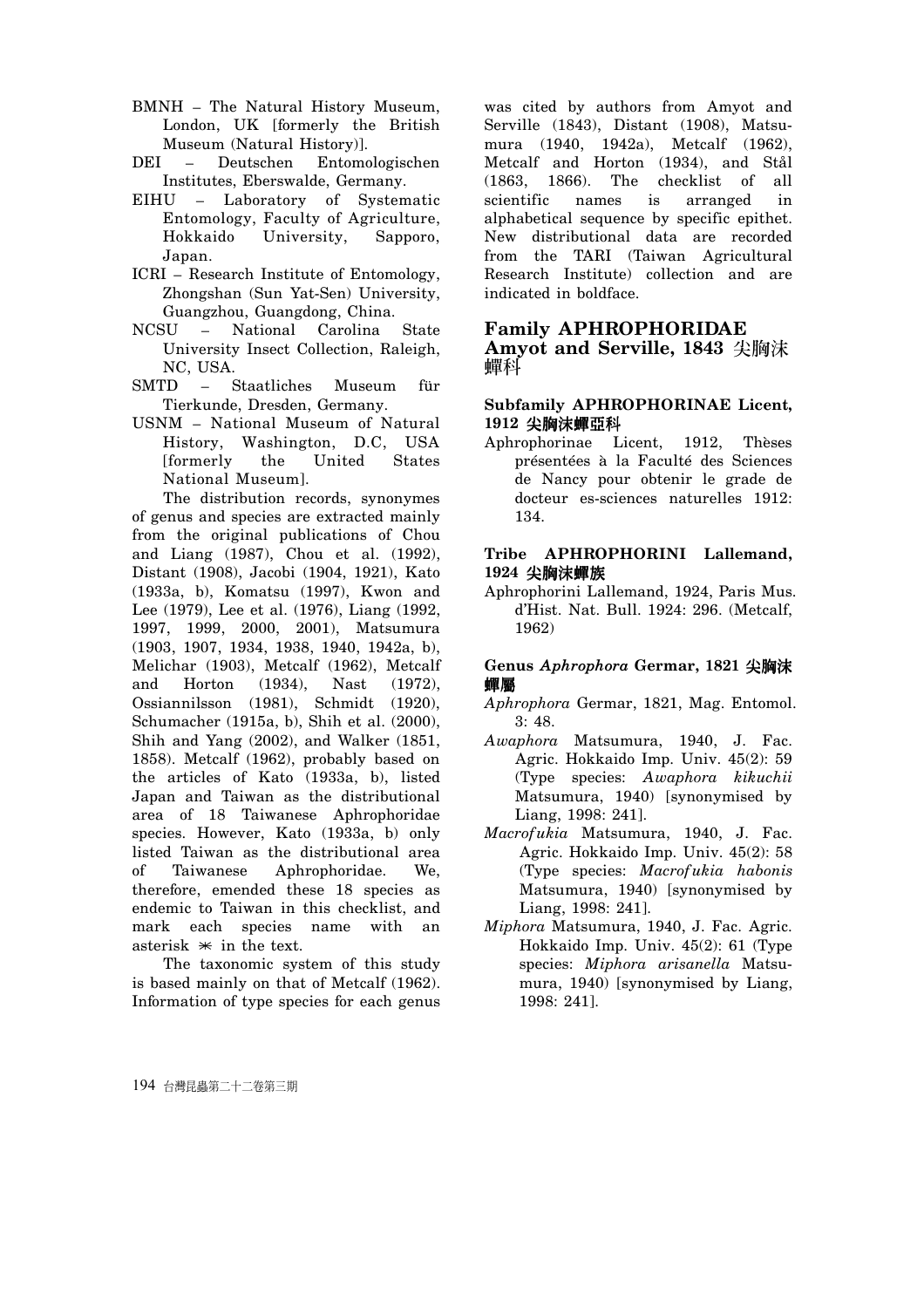BMNH – The Natural History Museum, London, UK [formerly the British Museum (Natural History)].

DEI – Deutschen Entomologischen Institutes, Eberswalde, Germany.

EIHU – Laboratory of Systematic Entomology, Faculty of Agriculture, Hokkaido University, Sapporo, Japan.

ICRI – Research Institute of Entomology, Zhongshan (Sun Yat-Sen) University, Guangzhou, Guangdong, China.

NCSU – National Carolina State University Insect Collection, Raleigh, NC, USA.

SMTD – Staatliches Museum für Tierkunde, Dresden, Germany.

USNM – National Museum of Natural History, Washington, D.C, USA [formerly the United States National Museum].

The distribution records, synonymes of genus and species are extracted mainly from the original publications of Chou and Liang (1987), Chou et al. (1992), Distant (1908), Jacobi (1904, 1921), Kato (1933a, b), Komatsu (1997), Kwon and Lee (1979), Lee et al. (1976), Liang (1992, 1997, 1999, 2000, 2001), Matsumura (1903, 1907, 1934, 1938, 1940, 1942a, b), Melichar (1903), Metcalf (1962), Metcalf and Horton (1934), Nast (1972), Ossiannilsson (1981), Schmidt (1920), Schumacher (1915a, b), Shih et al. (2000), Shih and Yang (2002), and Walker (1851, 1858). Metcalf (1962), probably based on the articles of Kato (1933a, b), listed Japan and Taiwan as the distributional area of 18 Taiwanese Aphrophoridae species. However, Kato (1933a, b) only listed Taiwan as the distributional area of Taiwanese Aphrophoridae. We, therefore, emended these 18 species as endemic to Taiwan in this checklist, and mark each species name with an asterisk ∗ in the text.

The taxonomic system of this study is based mainly on that of Metcalf (1962). Information of type species for each genus was cited by authors from Amyot and Serville (1843), Distant (1908), Matsumura (1940, 1942a), Metcalf (1962), Metcalf and Horton (1934), and Stål (1863, 1866). The checklist of all scientific names is arranged in alphabetical sequence by specific epithet. New distributional data are recorded from the TARI (Taiwan Agricultural Research Institute) collection and are indicated in boldface.

## Family APHROPHORIDAE Amyot and Serville, 1843 尖胸沫蟬科

### Subfamily APHROPHORINAE Licent, 1912 尖胸沫蟬亞科

Aphrophorinae Licent, 1912, Thèses présentées à la Faculté des Sciences de Nancy pour obtenir le grade de docteur es-sciences naturelles 1912: 134.

### Tribe APHROPHORINI Lallemand, 1924 尖胸沫蟬族

Aphrophorini Lallemand, 1924, Paris Mus. d'Hist. Nat. Bull. 1924: 296. (Metcalf, 1962)

### Genus *Aphrophora* Germar, 1821 尖胸沫蟬屬

*Aphrophora* Germar, 1821, Mag. Entomol. 3: 48.

*Awaphora* Matsumura, 1940, J. Fac. Agric. Hokkaido Imp. Univ. 45(2): 59 (Type species: *Awaphora kikuchii* Matsumura, 1940) [synonymised by Liang, 1998: 241].

*Macrofukia* Matsumura, 1940, J. Fac. Agric. Hokkaido Imp. Univ. 45(2): 58 (Type species: *Macrofukia habonis* Matsumura, 1940) [synonymised by Liang, 1998: 241].

*Miphora* Matsumura, 1940, J. Fac. Agric. Hokkaido Imp. Univ. 45(2): 61 (Type species: *Miphora arisanella* Matsumura, 1940) [synonymised by Liang, 1998: 241].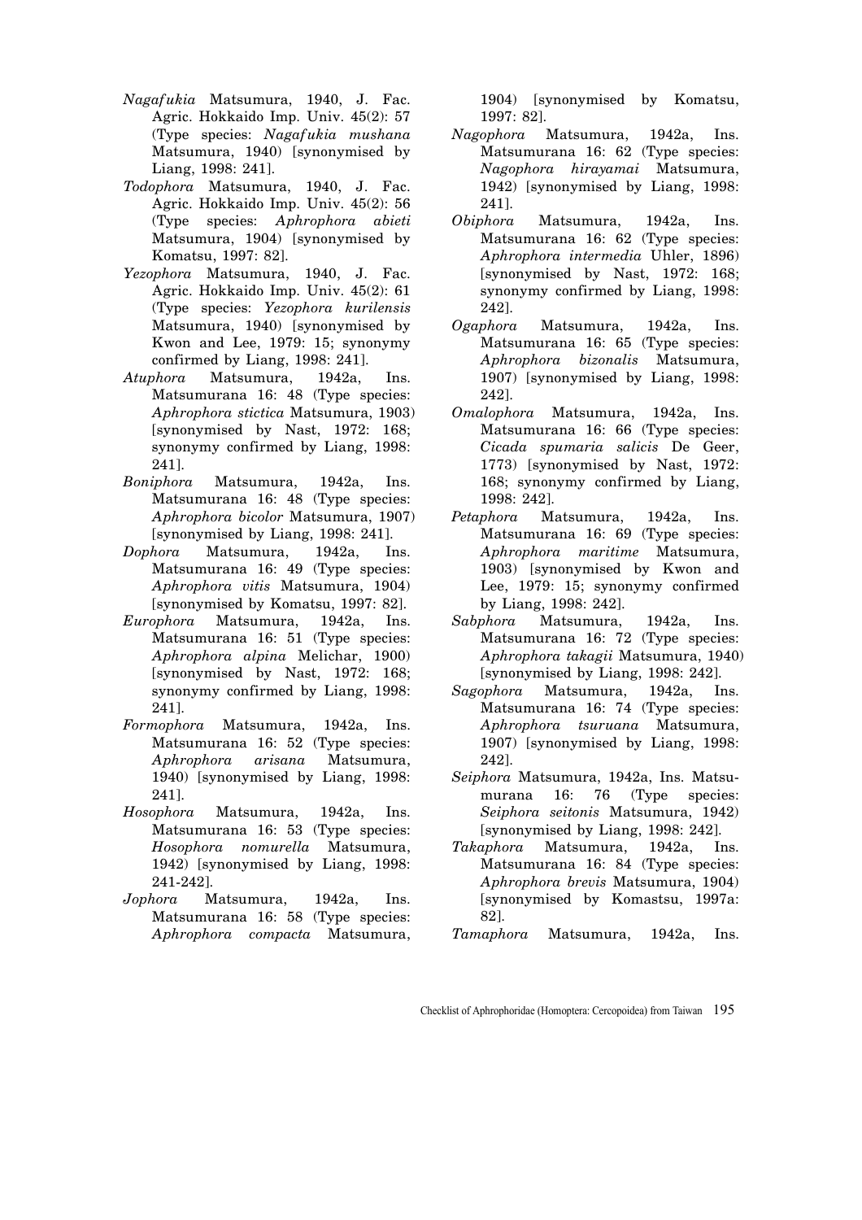*Nagafukia* Matsumura, 1940, J. Fac. Agric. Hokkaido Imp. Univ. 45(2): 57 (Type species: *Nagafukia mushana* Matsumura, 1940) [synonymised by Liang, 1998: 241].

*Todophora* Matsumura, 1940, J. Fac. Agric. Hokkaido Imp. Univ. 45(2): 56 (Type species: *Aphrophora abieti* Matsumura, 1904) [synonymised by Komatsu, 1997: 82].

*Yezophora* Matsumura, 1940, J. Fac. Agric. Hokkaido Imp. Univ. 45(2): 61 (Type species: *Yezophora kurilensis* Matsumura, 1940) [synonymised by Kwon and Lee, 1979: 15; synonymy confirmed by Liang, 1998: 241].

*Atuphora* Matsumura, 1942a, Ins. Matsumurana 16: 48 (Type species: *Aphrophora stictica* Matsumura, 1903) [synonymised by Nast, 1972: 168; synonymy confirmed by Liang, 1998: 241].

*Boniphora* Matsumura, 1942a, Ins. Matsumurana 16: 48 (Type species: *Aphrophora bicolor* Matsumura, 1907) [synonymised by Liang, 1998: 241].

*Dophora* Matsumura, 1942a, Ins. Matsumurana 16: 49 (Type species: *Aphrophora vitis* Matsumura, 1904) [synonymised by Komatsu, 1997: 82].

*Europhora* Matsumura, 1942a, Ins. Matsumurana 16: 51 (Type species: *Aphrophora alpina* Melichar, 1900) [synonymised by Nast, 1972: 168; synonymy confirmed by Liang, 1998: 241].

*Formophora* Matsumura, 1942a, Ins. Matsumurana 16: 52 (Type species: *Aphrophora arisana* Matsumura, 1940) [synonymised by Liang, 1998: 241].

*Hosophora* Matsumura, 1942a, Ins. Matsumurana 16: 53 (Type species: *Hosophora nomurella* Matsumura, 1942) [synonymised by Liang, 1998: 241-242].

*Jophora* Matsumura, 1942a, Ins. Matsumurana 16: 58 (Type species: *Aphrophora compacta* Matsumura, 1904) [synonymised by Komatsu, 1997: 82].

*Nagophora* Matsumura, 1942a, Ins. Matsumurana 16: 62 (Type species: *Nagophora hirayamai* Matsumura, 1942) [synonymised by Liang, 1998: 241].

*Obiphora* Matsumura, 1942a, Ins. Matsumurana 16: 62 (Type species: *Aphrophora intermedia* Uhler, 1896) [synonymised by Nast, 1972: 168; synonymy confirmed by Liang, 1998: 242].

*Ogaphora* Matsumura, 1942a, Ins. Matsumurana 16: 65 (Type species: *Aphrophora bizonalis* Matsumura, 1907) [synonymised by Liang, 1998: 242].

*Omalophora* Matsumura, 1942a, Ins. Matsumurana 16: 66 (Type species: *Cicada spumaria salicis* De Geer, 1773) [synonymised by Nast, 1972: 168; synonymy confirmed by Liang, 1998: 242].

*Petaphora* Matsumura, 1942a, Ins. Matsumurana 16: 69 (Type species: *Aphrophora maritime* Matsumura, 1903) [synonymised by Kwon and Lee, 1979: 15; synonymy confirmed by Liang, 1998: 242].

*Sabphora* Matsumura, 1942a, Ins. Matsumurana 16: 72 (Type species: *Aphrophora takagii* Matsumura, 1940) [synonymised by Liang, 1998: 242].

*Sagophora* Matsumura, 1942a, Ins. Matsumurana 16: 74 (Type species: *Aphrophora tsuruana* Matsumura, 1907) [synonymised by Liang, 1998: 242].

*Seiphora* Matsumura, 1942a, Ins. Matsumurana 16: 76 (Type species: *Seiphora seitonis* Matsumura, 1942) [synonymised by Liang, 1998: 242].

*Takaphora* Matsumura, 1942a, Ins. Matsumurana 16: 84 (Type species: *Aphrophora brevis* Matsumura, 1904) [synonymised by Komastsu, 1997a: 82].

*Tamaphora* Matsumura, 1942a, Ins.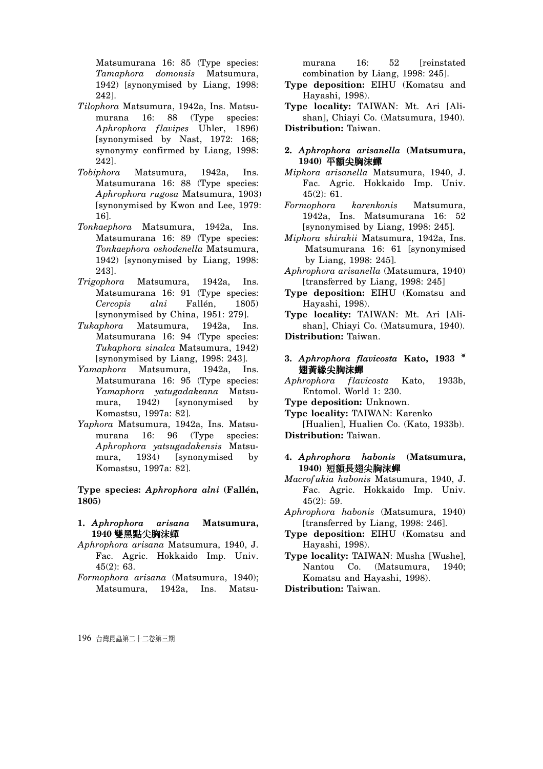Matsumurana 16: 85 (Type species: *Tamaphora domonsis* Matsumura, 1942) [synonymised by Liang, 1998: 242].

*Tilophora* Matsumura, 1942a, Ins. Matsumurana 16: 88 (Type species: *Aphrophora flavipes* Uhler, 1896) [synonymised by Nast, 1972: 168; synonymy confirmed by Liang, 1998: 242].

*Tobiphora* Matsumura, 1942a, Ins. Matsumurana 16: 88 (Type species: *Aphrophora rugosa* Matsumura, 1903) [synonymised by Kwon and Lee, 1979: 16].

*Tonkaephora* Matsumura, 1942a, Ins. Matsumurana 16: 89 (Type species: *Tonkaephora oshodenella* Matsumura, 1942) [synonymised by Liang, 1998: 243].

*Trigophora* Matsumura, 1942a, Ins. Matsumurana 16: 91 (Type species: *Cercopis alni* Fallén, 1805) [synonymised by China, 1951: 279].

*Tukaphora* Matsumura, 1942a, Ins. Matsumurana 16: 94 (Type species: *Tukaphora sinalca* Matsumura, 1942) [synonymised by Liang, 1998: 243].

*Yamaphora* Matsumura, 1942a, Ins. Matsumurana 16: 95 (Type species: *Yamaphora yatugadakeana* Matsumura, 1942) [synonymised by Komastsu, 1997a: 82].

*Yaphora* Matsumura, 1942a, Ins. Matsumurana 16: 96 (Type species: *Aphrophora yatsugadakensis* Matsumura, 1934) [synonymised by Komastsu, 1997a: 82].

**Type species: *Aphrophora alni* (Fallén, 1805)**

**1. *Aphrophora arisana* Matsumura, 1940 雙黑點尖胸沫蟬**

*Aphrophora arisana* Matsumura, 1940, J. Fac. Agric. Hokkaido Imp. Univ. 45(2): 63.

*Formophora arisana* (Matsumura, 1940); Matsumura, 1942a, Ins. Matsumurana 16: 52 [reinstated combination by Liang, 1998: 245].

**Type deposition:** EIHU (Komatsu and Hayashi, 1998).

**Type locality:** TAIWAN: Mt. Ari [Alishan], Chiayi Co. (Matsumura, 1940).

**Distribution:** Taiwan.

**2. *Aphrophora arisanella* (Matsumura, 1940) 平額尖胸沫蟬**

*Miphora arisanella* Matsumura, 1940, J. Fac. Agric. Hokkaido Imp. Univ. 45(2): 61.

*Formophora karenkonis* Matsumura, 1942a, Ins. Matsumurana 16: 52 [synonymised by Liang, 1998: 245].

*Miphora shirakii* Matsumura, 1942a, Ins. Matsumurana 16: 61 [synonymised by Liang, 1998: 245].

*Aphrophora arisanella* (Matsumura, 1940) [transferred by Liang, 1998: 245]

**Type deposition:** EIHU (Komatsu and Hayashi, 1998).

**Type locality:** TAIWAN: Mt. Ari [Alishan], Chiayi Co. (Matsumura, 1940).

**Distribution:** Taiwan.

**3. *Aphrophora flavicosta* Kato, 1933 ※ 翅黃緣尖胸沫蟬**

*Aphrophora flavicosta* Kato, 1933b, Entomol. World 1: 230.

**Type deposition:** Unknown.

**Type locality:** TAIWAN: Karenko [Hualien], Hualien Co. (Kato, 1933b).

**Distribution:** Taiwan.

**4. *Aphrophora habonis* (Matsumura, 1940) 短額長翅尖胸沫蟬**

*Macrofukia habonis* Matsumura, 1940, J. Fac. Agric. Hokkaido Imp. Univ. 45(2): 59.

*Aphrophora habonis* (Matsumura, 1940) [transferred by Liang, 1998: 246].

**Type deposition:** EIHU (Komatsu and Hayashi, 1998).

**Type locality:** TAIWAN: Musha [Wushe], Nantou Co. (Matsumura, 1940; Komatsu and Hayashi, 1998).

**Distribution:** Taiwan.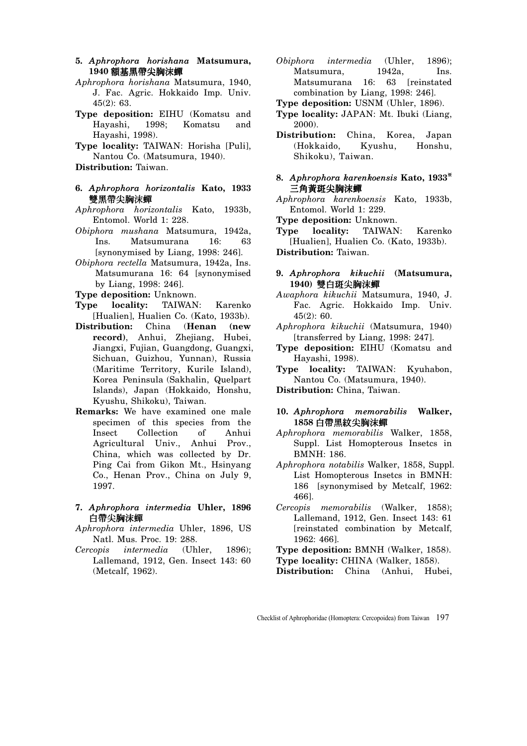**5. *Aphrophora horishana* Matsumura, 1940 額基黑帶尖胸沫蟬**

*Aphrophora horishana* Matsumura, 1940, J. Fac. Agric. Hokkaido Imp. Univ. 45(2): 63.

**Type deposition:** EIHU (Komatsu and Hayashi, 1998; Komatsu and Hayashi, 1998).

**Type locality:** TAIWAN: Horisha [Puli], Nantou Co. (Matsumura, 1940).

**Distribution:** Taiwan.

**6. *Aphrophora horizontalis* Kato, 1933 雙黑帶尖胸沫蟬**

*Aphrophora horizontalis* Kato, 1933b, Entomol. World 1: 228.

*Obiphora mushana* Matsumura, 1942a, Ins. Matsumurana 16: 63 [synonymised by Liang, 1998: 246].

*Obiphora rectella* Matsumura, 1942a, Ins. Matsumurana 16: 64 [synonymised by Liang, 1998: 246].

**Type deposition:** Unknown.

**Type locality:** TAIWAN: Karenko [Hualien], Hualien Co. (Kato, 1933b).

**Distribution:** China (**Henan (new record)**, Anhui, Zhejiang, Hubei, Jiangxi, Fujian, Guangdong, Guangxi, Sichuan, Guizhou, Yunnan), Russia (Maritime Territory, Kurile Island), Korea Peninsula (Sakhalin, Quelpart Islands), Japan (Hokkaido, Honshu, Kyushu, Shikoku), Taiwan.

**Remarks:** We have examined one male specimen of this species from the Insect Collection of Anhui Agricultural Univ., Anhui Prov., China, which was collected by Dr. Ping Cai from Gikon Mt., Hsinyang Co., Henan Prov., China on July 9, 1997.

**7. *Aphrophora intermedia* Uhler, 1896 白帶尖胸沫蟬**

*Aphrophora intermedia* Uhler, 1896, US Natl. Mus. Proc. 19: 288.

*Cercopis intermedia* (Uhler, 1896); Lallemand, 1912, Gen. Insect 143: 60 (Metcalf, 1962).

*Obiphora intermedia* (Uhler, 1896); Matsumura, 1942a, Ins. Matsumurana 16: 63 [reinstated combination by Liang, 1998: 246].

**Type deposition:** USNM (Uhler, 1896).

**Type locality:** JAPAN: Mt. Ibuki (Liang, 2000).

**Distribution:** China, Korea, Japan (Hokkaido, Kyushu, Honshu, Shikoku), Taiwan.

**8. *Aphrophora karenkoensis* Kato, 1933※ 三角黃斑尖胸沫蟬**

*Aphrophora karenkoensis* Kato, 1933b, Entomol. World 1: 229.

**Type deposition:** Unknown.

**Type locality:** TAIWAN: Karenko [Hualien], Hualien Co. (Kato, 1933b).

**Distribution:** Taiwan.

**9. *Aphrophora kikuchii* (Matsumura, 1940) 雙白斑尖胸沫蟬**

*Awaphora kikuchii* Matsumura, 1940, J. Fac. Agric. Hokkaido Imp. Univ. 45(2): 60.

*Aphrophora kikuchii* (Matsumura, 1940) [transferred by Liang, 1998: 247].

**Type deposition:** EIHU (Komatsu and Hayashi, 1998).

**Type locality:** TAIWAN: Kyuhabon, Nantou Co. (Matsumura, 1940).

**Distribution:** China, Taiwan.

**10. *Aphrophora memorabilis* Walker, 1858 白帶黑紋尖胸沫蟬**

*Aphrophora memorabilis* Walker, 1858, Suppl. List Homopterous Insetcs in BMNH: 186.

*Aphrophora notabilis* Walker, 1858, Suppl. List Homopterous Insetcs in BMNH: 186 [synonymised by Metcalf, 1962: 466].

*Cercopis memorabilis* (Walker, 1858); Lallemand, 1912, Gen. Insect 143: 61 [reinstated combination by Metcalf, 1962: 466].

**Type deposition:** BMNH (Walker, 1858).

**Type locality:** CHINA (Walker, 1858).

**Distribution:** China (Anhui, Hubei,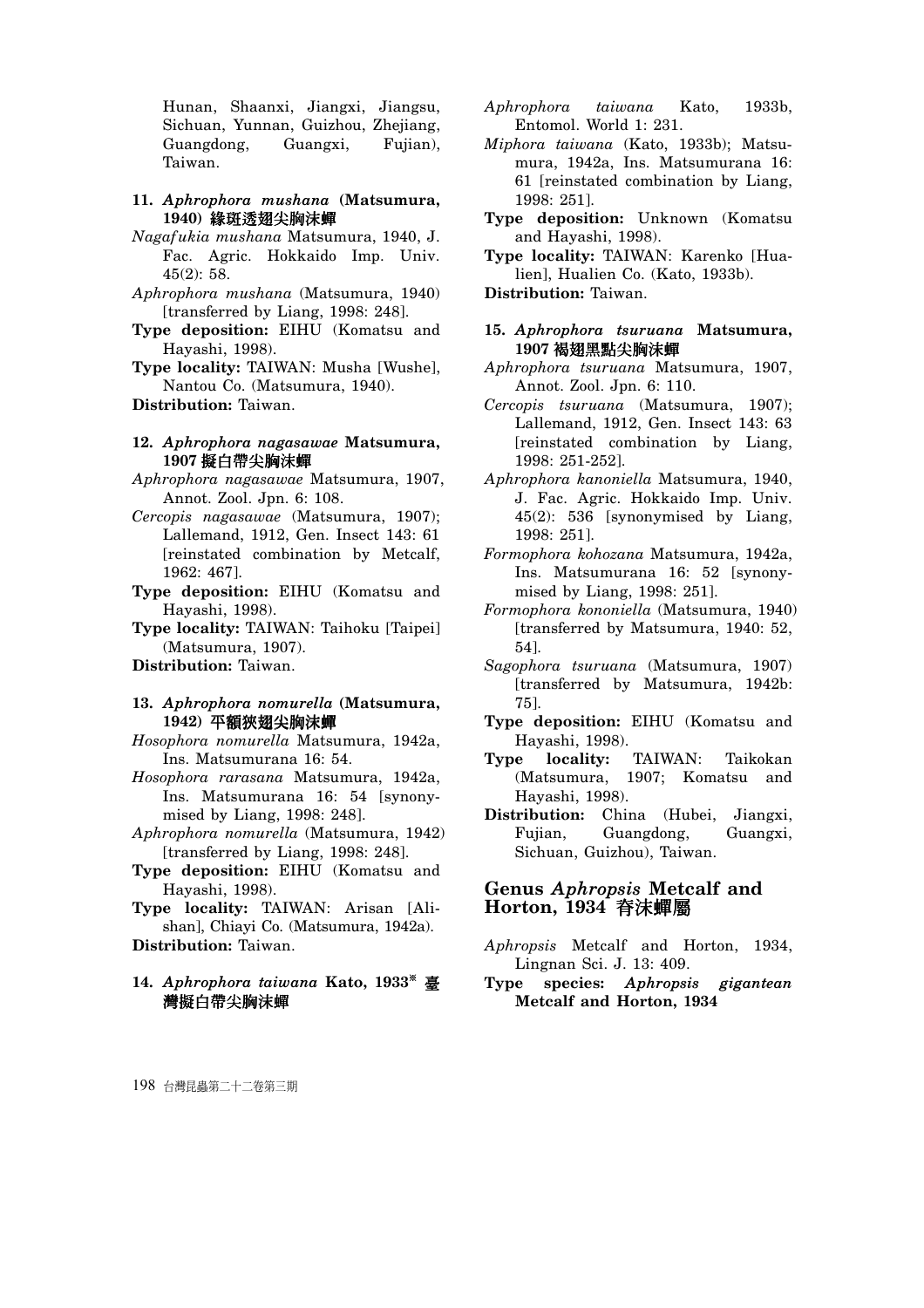Hunan, Shaanxi, Jiangxi, Jiangsu, Sichuan, Yunnan, Guizhou, Zhejiang, Guangdong, Guangxi, Fujian), Taiwan.

**11. *Aphrophora mushana* (Matsumura, 1940) 緣斑透翅尖胸沫蟬**

*Nagafukia mushana* Matsumura, 1940, J. Fac. Agric. Hokkaido Imp. Univ. 45(2): 58.

*Aphrophora mushana* (Matsumura, 1940) [transferred by Liang, 1998: 248].

**Type deposition:** EIHU (Komatsu and Hayashi, 1998).

**Type locality:** TAIWAN: Musha [Wushe], Nantou Co. (Matsumura, 1940).

**Distribution:** Taiwan.

**12. *Aphrophora nagasawae* Matsumura, 1907 擬白帶尖胸沫蟬**

*Aphrophora nagasawae* Matsumura, 1907, Annot. Zool. Jpn. 6: 108.

*Cercopis nagasawae* (Matsumura, 1907); Lallemand, 1912, Gen. Insect 143: 61 [reinstated combination by Metcalf, 1962: 467].

**Type deposition:** EIHU (Komatsu and Hayashi, 1998).

**Type locality:** TAIWAN: Taihoku [Taipei] (Matsumura, 1907).

**Distribution:** Taiwan.

**13. *Aphrophora nomurella* (Matsumura, 1942) 平額狹翅尖胸沫蟬**

*Hosophora nomurella* Matsumura, 1942a, Ins. Matsumurana 16: 54.

*Hosophora rarasana* Matsumura, 1942a, Ins. Matsumurana 16: 54 [synonymised by Liang, 1998: 248].

*Aphrophora nomurella* (Matsumura, 1942) [transferred by Liang, 1998: 248].

**Type deposition:** EIHU (Komatsu and Hayashi, 1998).

**Type locality:** TAIWAN: Arisan [Alishan], Chiayi Co. (Matsumura, 1942a).

**Distribution:** Taiwan.

**14. *Aphrophora taiwana* Kato, 1933※ 臺灣擬白帶尖胸沫蟬**

*Aphrophora taiwana* Kato, 1933b, Entomol. World 1: 231.

*Miphora taiwana* (Kato, 1933b); Matsumura, 1942a, Ins. Matsumurana 16: 61 [reinstated combination by Liang, 1998: 251].

**Type deposition:** Unknown (Komatsu and Hayashi, 1998).

**Type locality:** TAIWAN: Karenko [Hualien], Hualien Co. (Kato, 1933b).

**Distribution:** Taiwan.

**15. *Aphrophora tsuruana* Matsumura, 1907 褐翅黑點尖胸沫蟬**

*Aphrophora tsuruana* Matsumura, 1907, Annot. Zool. Jpn. 6: 110.

*Cercopis tsuruana* (Matsumura, 1907); Lallemand, 1912, Gen. Insect 143: 63 [reinstated combination by Liang, 1998: 251-252].

*Aphrophora kanoniella* Matsumura, 1940, J. Fac. Agric. Hokkaido Imp. Univ. 45(2): 536 [synonymised by Liang, 1998: 251].

*Formophora kohozana* Matsumura, 1942a, Ins. Matsumurana 16: 52 [synonymised by Liang, 1998: 251].

*Formophora kononiella* (Matsumura, 1940) [transferred by Matsumura, 1940: 52, 54].

*Sagophora tsuruana* (Matsumura, 1907) [transferred by Matsumura, 1942b: 75].

**Type deposition:** EIHU (Komatsu and Hayashi, 1998).

**Type locality:** TAIWAN: Taikokan (Matsumura, 1907; Komatsu and Hayashi, 1998).

**Distribution:** China (Hubei, Jiangxi, Fujian, Guangdong, Guangxi, Sichuan, Guizhou), Taiwan.

## Genus *Aphropsis* Metcalf and Horton, 1934 脊沫蟬屬

*Aphropsis* Metcalf and Horton, 1934, Lingnan Sci. J. 13: 409.

**Type species:** ***Aphropsis gigantean* Metcalf and Horton, 1934**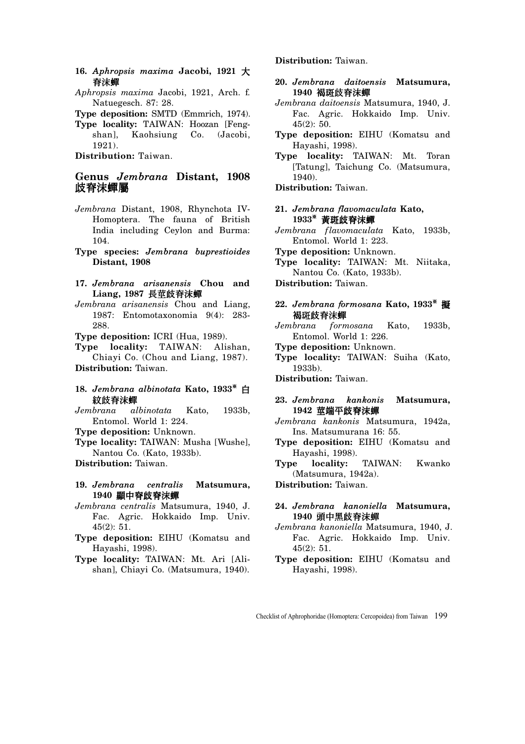**16. *Aphropsis maxima* Jacobi, 1921 大脊沫蟬**

*Aphropsis maxima* Jacobi, 1921, Arch. f. Natuegesch. 87: 28.

**Type deposition:** SMTD (Emmrich, 1974).

**Type locality:** TAIWAN: Hoozan [Fengshan], Kaohsiung Co. (Jacobi, 1921).

**Distribution:** Taiwan.

## Genus *Jembrana* Distant, 1908 歧脊沫蟬屬

*Jembrana* Distant, 1908, Rhynchota IV-Homoptera. The fauna of British India including Ceylon and Burma: 104.

**Type species: *Jembrana buprestioides* Distant, 1908**

**17. *Jembrana arisanensis* Chou and Liang, 1987 長莖歧脊沫蟬**

*Jembrana arisanensis* Chou and Liang, 1987: Entomotaxonomia 9(4): 283-288.

**Type deposition:** ICRI (Hua, 1989).

**Type locality:** TAIWAN: Alishan, Chiayi Co. (Chou and Liang, 1987).

**Distribution:** Taiwan.

**18. *Jembrana albinotata* Kato, 1933[※] 白紋歧脊沫蟬**

*Jembrana albinotata* Kato, 1933b, Entomol. World 1: 224.

**Type deposition:** Unknown.

**Type locality:** TAIWAN: Musha [Wushe], Nantou Co. (Kato, 1933b).

**Distribution:** Taiwan.

**19. *Jembrana centralis* Matsumura, 1940 顯中脊歧脊沫蟬**

*Jembrana centralis* Matsumura, 1940, J. Fac. Agric. Hokkaido Imp. Univ. 45(2): 51.

**Type deposition:** EIHU (Komatsu and Hayashi, 1998).

**Type locality:** TAIWAN: Mt. Ari [Alishan], Chiayi Co. (Matsumura, 1940).

**Distribution:** Taiwan.

**20. *Jembrana daitoensis* Matsumura, 1940 褐斑歧脊沫蟬**

*Jembrana daitoensis* Matsumura, 1940, J. Fac. Agric. Hokkaido Imp. Univ. 45(2): 50.

**Type deposition:** EIHU (Komatsu and Hayashi, 1998).

**Type locality:** TAIWAN: Mt. Toran [Tatung], Taichung Co. (Matsumura, 1940).

**Distribution:** Taiwan.

**21. *Jembrana flavomaculata* Kato, 1933[※] 黃斑歧脊沫蟬**

*Jembrana flavomaculata* Kato, 1933b, Entomol. World 1: 223.

**Type deposition:** Unknown.

**Type locality:** TAIWAN: Mt. Niitaka, Nantou Co. (Kato, 1933b).

**Distribution:** Taiwan.

**22. *Jembrana formosana* Kato, 1933[※] 擬褐斑歧脊沫蟬**

*Jembrana formosana* Kato, 1933b, Entomol. World 1: 226.

**Type deposition:** Unknown.

**Type locality:** TAIWAN: Suiha (Kato, 1933b).

**Distribution:** Taiwan.

**23. *Jembrana kankonis* Matsumura, 1942 莖端平歧脊沫蟬**

*Jembrana kankonis* Matsumura, 1942a, Ins. Matsumurana 16: 55.

**Type deposition:** EIHU (Komatsu and Hayashi, 1998).

**Type locality:** TAIWAN: Kwanko (Matsumura, 1942a).

**Distribution:** Taiwan.

**24. *Jembrana kanoniella* Matsumura, 1940 頭中黑歧脊沫蟬**

*Jembrana kanoniella* Matsumura, 1940, J. Fac. Agric. Hokkaido Imp. Univ. 45(2): 51.

**Type deposition:** EIHU (Komatsu and Hayashi, 1998).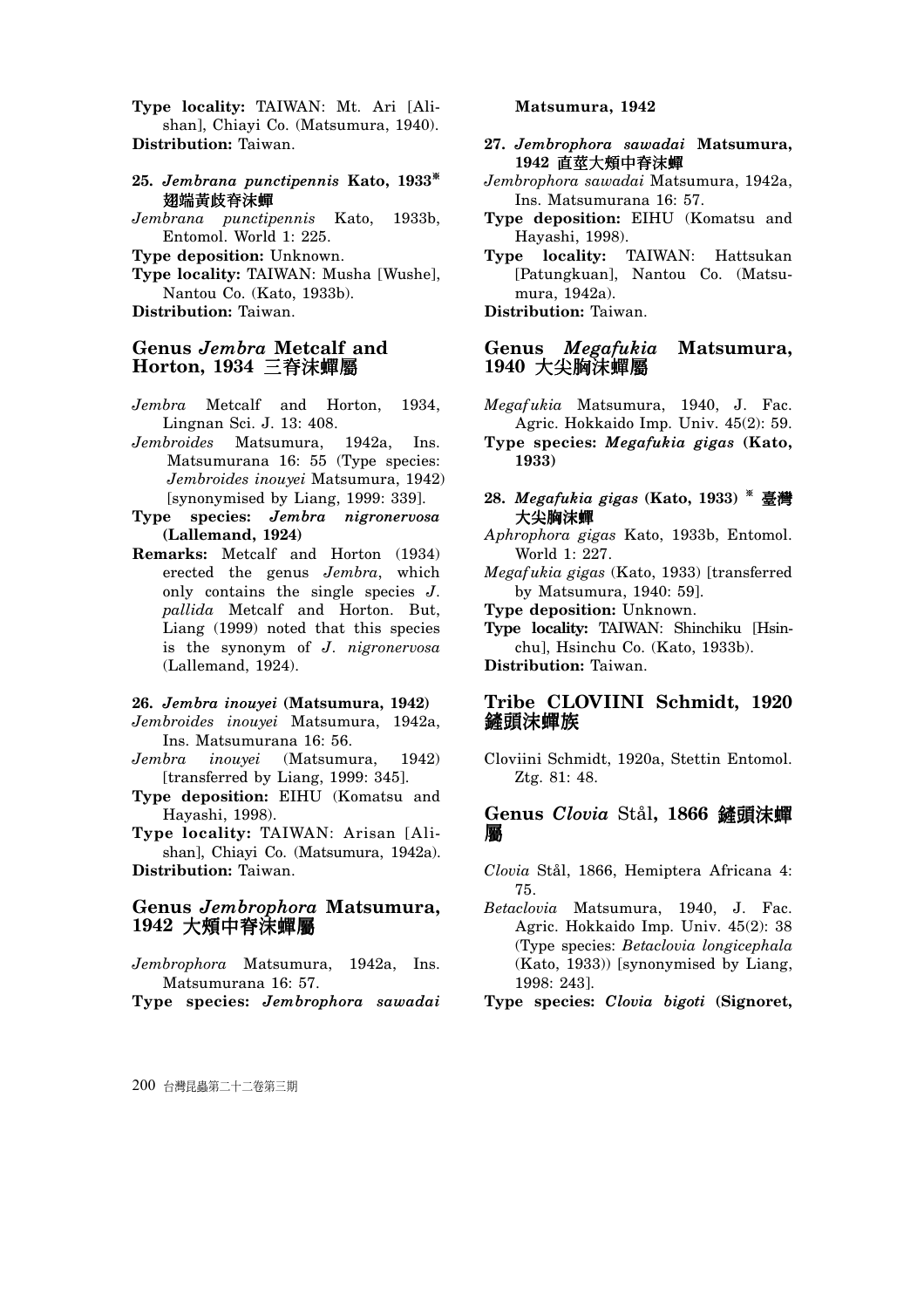**Type locality:** TAIWAN: Mt. Ari [Alishan], Chiayi Co. (Matsumura, 1940).
**Distribution:** Taiwan.

**25. *Jembrana punctipennis* Kato, 1933※ 翅端黃歧脊沫蟬**

*Jembrana punctipennis* Kato, 1933b, Entomol. World 1: 225.
**Type deposition:** Unknown.
**Type locality:** TAIWAN: Musha [Wushe], Nantou Co. (Kato, 1933b).
**Distribution:** Taiwan.

## Genus *Jembra* Metcalf and Horton, 1934 三脊沫蟬屬

*Jembra* Metcalf and Horton, 1934, Lingnan Sci. J. 13: 408.
*Jembroides* Matsumura, 1942a, Ins. Matsumurana 16: 55 (Type species: *Jembroides inouyei* Matsumura, 1942) [synonymised by Liang, 1999: 339].
**Type species: *Jembra nigronervosa* (Lallemand, 1924)**
**Remarks:** Metcalf and Horton (1934) erected the genus *Jembra*, which only contains the single species *J. pallida* Metcalf and Horton. But, Liang (1999) noted that this species is the synonym of *J. nigronervosa* (Lallemand, 1924).

**26. *Jembra inouyei* (Matsumura, 1942)**

*Jembroides inouyei* Matsumura, 1942a, Ins. Matsumurana 16: 56.
*Jembra inouyei* (Matsumura, 1942) [transferred by Liang, 1999: 345].
**Type deposition:** EIHU (Komatsu and Hayashi, 1998).
**Type locality:** TAIWAN: Arisan [Alishan], Chiayi Co. (Matsumura, 1942a).
**Distribution:** Taiwan.

## Genus *Jembrophora* Matsumura, 1942 大頰中脊沫蟬屬

*Jembrophora* Matsumura, 1942a, Ins. Matsumurana 16: 57.
**Type species: *Jembrophora sawadai* Matsumura, 1942**

**27. *Jembrophora sawadai* Matsumura, 1942 直莖大頰中脊沫蟬**

*Jembrophora sawadai* Matsumura, 1942a, Ins. Matsumurana 16: 57.
**Type deposition:** EIHU (Komatsu and Hayashi, 1998).
**Type locality:** TAIWAN: Hattsukan [Patungkuan], Nantou Co. (Matsumura, 1942a).
**Distribution:** Taiwan.

## Genus *Megafukia* Matsumura, 1940 大尖胸沫蟬屬

*Megafukia* Matsumura, 1940, J. Fac. Agric. Hokkaido Imp. Univ. 45(2): 59.
**Type species: *Megafukia gigas* (Kato, 1933)**

**28. *Megafukia gigas* (Kato, 1933) ※ 臺灣大尖胸沫蟬**

*Aphrophora gigas* Kato, 1933b, Entomol. World 1: 227.
*Megafukia gigas* (Kato, 1933) [transferred by Matsumura, 1940: 59].
**Type deposition:** Unknown.
**Type locality:** TAIWAN: Shinchiku [Hsinchu], Hsinchu Co. (Kato, 1933b).
**Distribution:** Taiwan.

## Tribe CLOVIINI Schmidt, 1920 鏟頭沫蟬族

Cloviini Schmidt, 1920a, Stettin Entomol. Ztg. 81: 48.

## Genus *Clovia* Stål, 1866 鏟頭沫蟬屬

*Clovia* Stål, 1866, Hemiptera Africana 4: 75.
*Betaclovia* Matsumura, 1940, J. Fac. Agric. Hokkaido Imp. Univ. 45(2): 38 (Type species: *Betaclovia longicephala* (Kato, 1933)) [synonymised by Liang, 1998: 243].
**Type species: *Clovia bigoti* (Signoret,**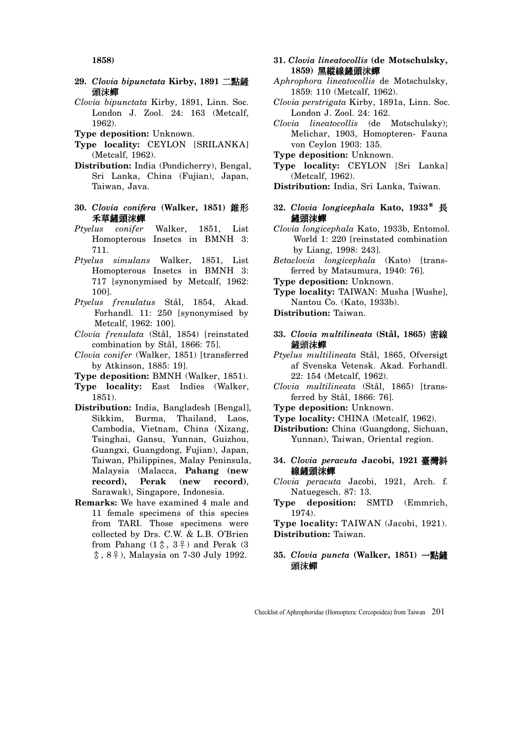1858)

**29. *Clovia bipunctata* Kirby, 1891 二點鏟頭沫蟬**

*Clovia bipunctata* Kirby, 1891, Linn. Soc. London J. Zool. 24: 163 (Metcalf, 1962).

**Type deposition:** Unknown.

**Type locality:** CEYLON [SRILANKA] (Metcalf, 1962).

**Distribution:** India (Pondicherry), Bengal, Sri Lanka, China (Fujian), Japan, Taiwan, Java.

**30. *Clovia conifera* (Walker, 1851) 錐形禾草鏟頭沫蟬**

*Ptyelus conifer* Walker, 1851, List Homopterous Insetcs in BMNH 3: 711.

*Ptyelus simulans* Walker, 1851, List Homopterous Insetcs in BMNH 3: 717 [synonymised by Metcalf, 1962: 100].

*Ptyelus frenulatus* Stål, 1854, Akad. Forhandl. 11: 250 [synonymised by Metcalf, 1962: 100].

*Clovia frenulata* (Stål, 1854) [reinstated combination by Stål, 1866: 75].

*Clovia conifer* (Walker, 1851) [transferred by Atkinson, 1885: 19].

**Type deposition:** BMNH (Walker, 1851).

**Type locality:** East Indies (Walker, 1851).

**Distribution:** India, Bangladesh [Bengal], Sikkim, Burma, Thailand, Laos, Cambodia, Vietnam, China (Xizang, Tsinghai, Gansu, Yunnan, Guizhou, Guangxi, Guangdong, Fujian), Japan, Taiwan, Philippines, Malay Peninsula, Malaysia (Malacca, **Pahang (new record), Perak (new record)**, Sarawak), Singapore, Indonesia.

**Remarks:** We have examined 4 male and 11 female specimens of this species from TARI. Those specimens were collected by Drs. C.W. & L.B. O'Brien from Pahang (1♂, 3♀) and Perak (3♂, 8♀), Malaysia on 7-30 July 1992.

**31. *Clovia lineatocollis* (de Motschulsky, 1859) 黑縱線鏟頭沫蟬**

*Aphrophora lineatocollis* de Motschulsky, 1859: 110 (Metcalf, 1962).

*Clovia perstrigata* Kirby, 1891a, Linn. Soc. London J. Zool. 24: 162.

*Clovia lineatocollis* (de Motschulsky); Melichar, 1903, Homopteren- Fauna von Ceylon 1903: 135.

**Type deposition:** Unknown.

**Type locality:** CEYLON [Sri Lanka] (Metcalf, 1962).

**Distribution:** India, Sri Lanka, Taiwan.

**32. *Clovia longicephala* Kato, 1933* 長鏟頭沫蟬**

*Clovia longicephala* Kato, 1933b, Entomol. World 1: 220 [reinstated combination by Liang, 1998: 243].

*Betaclovia longicephala* (Kato) [transferred by Matsumura, 1940: 76].

**Type deposition:** Unknown.

**Type locality:** TAIWAN: Musha [Wushe], Nantou Co. (Kato, 1933b).

**Distribution:** Taiwan.

**33. *Clovia multilineata* (Stål, 1865) 密線鏟頭沫蟬**

*Ptyelus multilineata* Stål, 1865, Ofversigt af Svenska Vetensk. Akad. Forhandl. 22: 154 (Metcalf, 1962).

*Clovia multilineata* (Stål, 1865) [transferred by Stål, 1866: 76].

**Type deposition:** Unknown.

**Type locality:** CHINA (Metcalf, 1962).

**Distribution:** China (Guangdong, Sichuan, Yunnan), Taiwan, Oriental region.

**34. *Clovia peracuta* Jacobi, 1921 臺灣斜線鏟頭沫蟬**

*Clovia peracuta* Jacobi, 1921, Arch. f. Natuegesch. 87: 13.

**Type deposition:** SMTD (Emmrich, 1974).

**Type locality:** TAIWAN (Jacobi, 1921).

**Distribution:** Taiwan.

**35. *Clovia puncta* (Walker, 1851) 一點鏟頭沫蟬**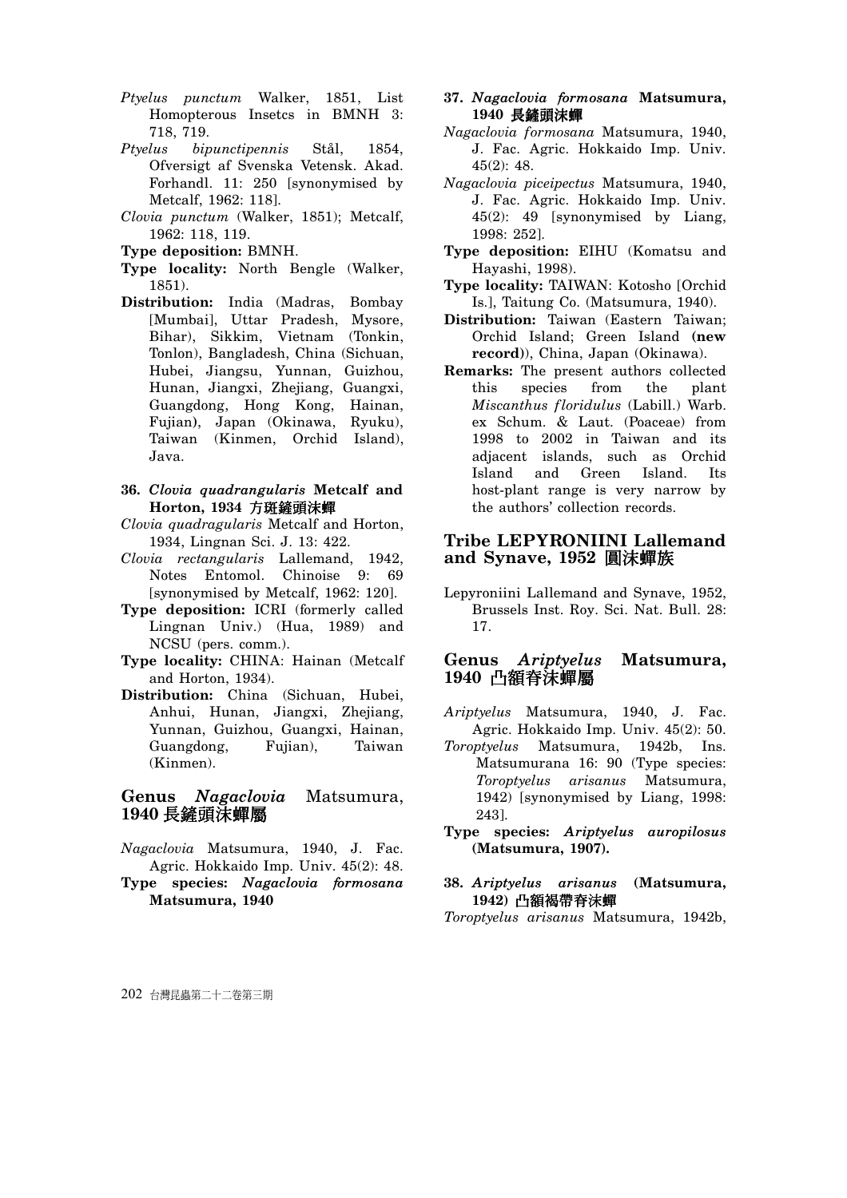*Ptyelus punctum* Walker, 1851, List Homopterous Insetcs in BMNH 3: 718, 719.

*Ptyelus bipunctipennis* Stål, 1854, Ofversigt af Svenska Vetensk. Akad. Forhandl. 11: 250 [synonymised by Metcalf, 1962: 118].

*Clovia punctum* (Walker, 1851); Metcalf, 1962: 118, 119.

**Type deposition:** BMNH.

**Type locality:** North Bengle (Walker, 1851).

**Distribution:** India (Madras, Bombay [Mumbai], Uttar Pradesh, Mysore, Bihar), Sikkim, Vietnam (Tonkin, Tonlon), Bangladesh, China (Sichuan, Hubei, Jiangsu, Yunnan, Guizhou, Hunan, Jiangxi, Zhejiang, Guangxi, Guangdong, Hong Kong, Hainan, Fujian), Japan (Okinawa, Ryuku), Taiwan (Kinmen, Orchid Island), Java.

#### 36. *Clovia quadrangularis* Metcalf and Horton, 1934 方斑鏟頭沫蟬

*Clovia quadragularis* Metcalf and Horton, 1934, Lingnan Sci. J. 13: 422.

*Clovia rectangularis* Lallemand, 1942, Notes Entomol. Chinoise 9: 69 [synonymised by Metcalf, 1962: 120].

**Type deposition:** ICRI (formerly called Lingnan Univ.) (Hua, 1989) and NCSU (pers. comm.).

**Type locality:** CHINA: Hainan (Metcalf and Horton, 1934).

**Distribution:** China (Sichuan, Hubei, Anhui, Hunan, Jiangxi, Zhejiang, Yunnan, Guizhou, Guangxi, Hainan, Guangdong, Fujian), Taiwan (Kinmen).

### Genus *Nagaclovia* Matsumura, 1940 長鏟頭沫蟬屬

*Nagaclovia* Matsumura, 1940, J. Fac. Agric. Hokkaido Imp. Univ. 45(2): 48.

**Type species: *Nagaclovia formosana* Matsumura, 1940**

#### 37. *Nagaclovia formosana* Matsumura, 1940 長鏟頭沫蟬

*Nagaclovia formosana* Matsumura, 1940, J. Fac. Agric. Hokkaido Imp. Univ. 45(2): 48.

*Nagaclovia piceipectus* Matsumura, 1940, J. Fac. Agric. Hokkaido Imp. Univ. 45(2): 49 [synonymised by Liang, 1998: 252].

**Type deposition:** EIHU (Komatsu and Hayashi, 1998).

**Type locality:** TAIWAN: Kotosho [Orchid Is.], Taitung Co. (Matsumura, 1940).

**Distribution:** Taiwan (Eastern Taiwan; Orchid Island; Green Island **(new record)**), China, Japan (Okinawa).

**Remarks:** The present authors collected this species from the plant *Miscanthus floridulus* (Labill.) Warb. ex Schum. & Laut. (Poaceae) from 1998 to 2002 in Taiwan and its adjacent islands, such as Orchid Island and Green Island. Its host-plant range is very narrow by the authors' collection records.

## Tribe LEPYRONIINI Lallemand and Synave, 1952 圓沫蟬族

Lepyroniini Lallemand and Synave, 1952, Brussels Inst. Roy. Sci. Nat. Bull. 28: 17.

### Genus *Ariptyelus* Matsumura, 1940 凸額脊沫蟬屬

*Ariptyelus* Matsumura, 1940, J. Fac. Agric. Hokkaido Imp. Univ. 45(2): 50.

*Toroptyelus* Matsumura, 1942b, Ins. Matsumurana 16: 90 (Type species: *Toroptyelus arisanus* Matsumura, 1942) [synonymised by Liang, 1998: 243].

**Type species: *Ariptyelus auropilosus* (Matsumura, 1907).**

#### 38. *Ariptyelus arisanus* (Matsumura, 1942) 凸額褐帶脊沫蟬

*Toroptyelus arisanus* Matsumura, 1942b,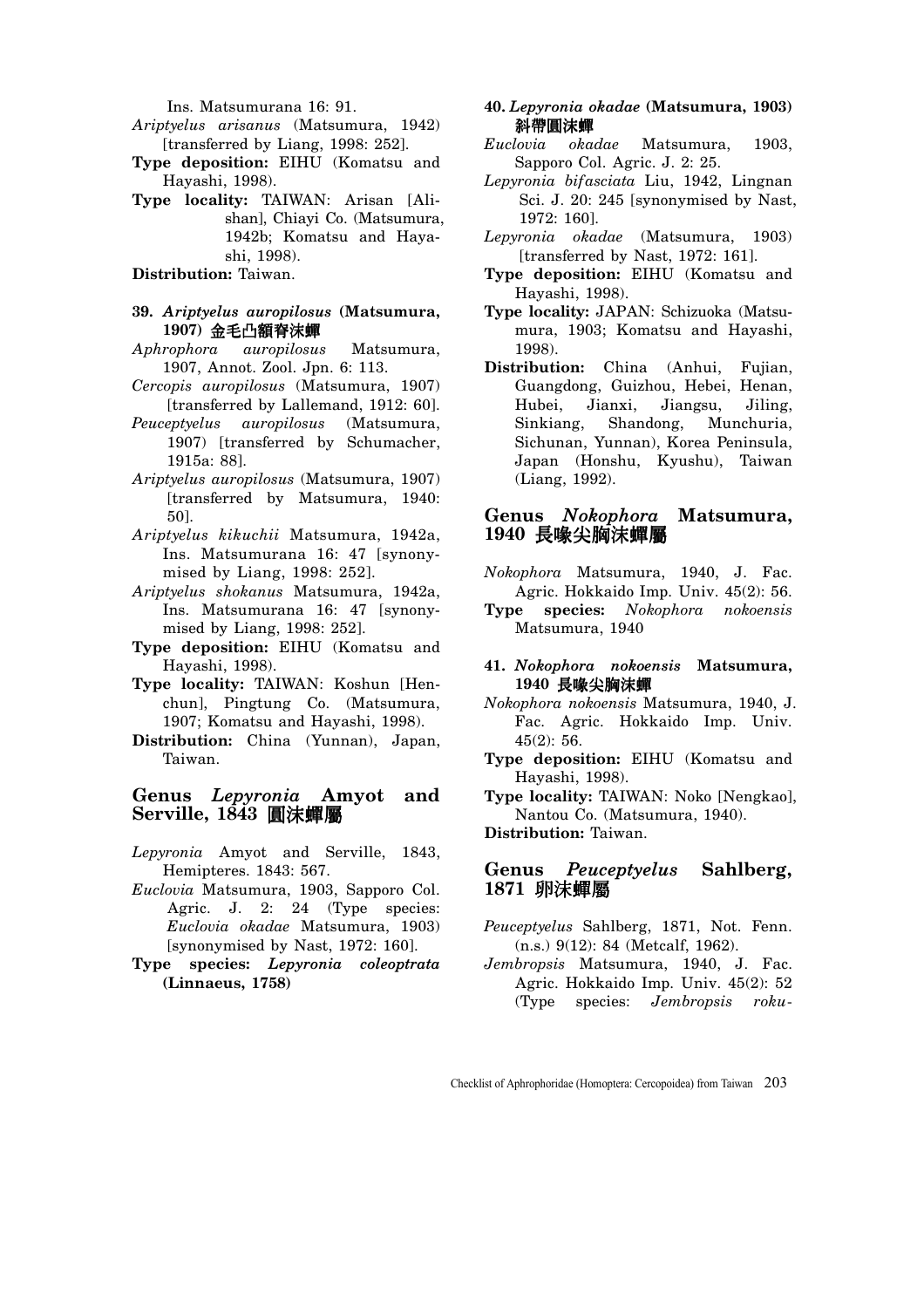Ins. Matsumurana 16: 91.

*Ariptyelus arisanus* (Matsumura, 1942) [transferred by Liang, 1998: 252].

**Type deposition:** EIHU (Komatsu and Hayashi, 1998).

**Type locality:** TAIWAN: Arisan [Alishan], Chiayi Co. (Matsumura, 1942b; Komatsu and Hayashi, 1998).

**Distribution:** Taiwan.

**39. *Ariptyelus auropilosus* (Matsumura, 1907) 金毛凸額脊沫蟬**

*Aphrophora auropilosus* Matsumura, 1907, Annot. Zool. Jpn. 6: 113.

*Cercopis auropilosus* (Matsumura, 1907) [transferred by Lallemand, 1912: 60].

*Peuceptyelus auropilosus* (Matsumura, 1907) [transferred by Schumacher, 1915a: 88].

*Ariptyelus auropilosus* (Matsumura, 1907) [transferred by Matsumura, 1940: 50].

*Ariptyelus kikuchii* Matsumura, 1942a, Ins. Matsumurana 16: 47 [synonymised by Liang, 1998: 252].

*Ariptyelus shokanus* Matsumura, 1942a, Ins. Matsumurana 16: 47 [synonymised by Liang, 1998: 252].

**Type deposition:** EIHU (Komatsu and Hayashi, 1998).

**Type locality:** TAIWAN: Koshun [Henchun], Pingtung Co. (Matsumura, 1907; Komatsu and Hayashi, 1998).

**Distribution:** China (Yunnan), Japan, Taiwan.

## Genus *Lepyronia* Amyot and Serville, 1843 圓沫蟬屬

*Lepyronia* Amyot and Serville, 1843, Hemipteres. 1843: 567.

*Euclovia* Matsumura, 1903, Sapporo Col. Agric. J. 2: 24 (Type species: *Euclovia okadae* Matsumura, 1903) [synonymised by Nast, 1972: 160].

**Type species: *Lepyronia coleoptrata* (Linnaeus, 1758)**

**40. *Lepyronia okadae* (Matsumura, 1903) 斜帶圓沫蟬**

*Euclovia okadae* Matsumura, 1903, Sapporo Col. Agric. J. 2: 25.

*Lepyronia bifasciata* Liu, 1942, Lingnan Sci. J. 20: 245 [synonymised by Nast, 1972: 160].

*Lepyronia okadae* (Matsumura, 1903) [transferred by Nast, 1972: 161].

**Type deposition:** EIHU (Komatsu and Hayashi, 1998).

**Type locality:** JAPAN: Schizuoka (Matsumura, 1903; Komatsu and Hayashi, 1998).

**Distribution:** China (Anhui, Fujian, Guangdong, Guizhou, Hebei, Henan, Hubei, Jianxi, Jiangsu, Jiling, Sinkiang, Shandong, Munchuria, Sichunan, Yunnan), Korea Peninsula, Japan (Honshu, Kyushu), Taiwan (Liang, 1992).

## Genus *Nokophora* Matsumura, 1940 長喙尖胸沫蟬屬

*Nokophora* Matsumura, 1940, J. Fac. Agric. Hokkaido Imp. Univ. 45(2): 56.

**Type species:** *Nokophora nokoensis* Matsumura, 1940

**41. *Nokophora nokoensis* Matsumura, 1940 長喙尖胸沫蟬**

*Nokophora nokoensis* Matsumura, 1940, J. Fac. Agric. Hokkaido Imp. Univ. 45(2): 56.

**Type deposition:** EIHU (Komatsu and Hayashi, 1998).

**Type locality:** TAIWAN: Noko [Nengkao], Nantou Co. (Matsumura, 1940).

**Distribution:** Taiwan.

## Genus *Peuceptyelus* Sahlberg, 1871 卵沫蟬屬

*Peuceptyelus* Sahlberg, 1871, Not. Fenn. (n.s.) 9(12): 84 (Metcalf, 1962).

*Jembropsis* Matsumura, 1940, J. Fac. Agric. Hokkaido Imp. Univ. 45(2): 52 (Type species: *Jembropsis roku-*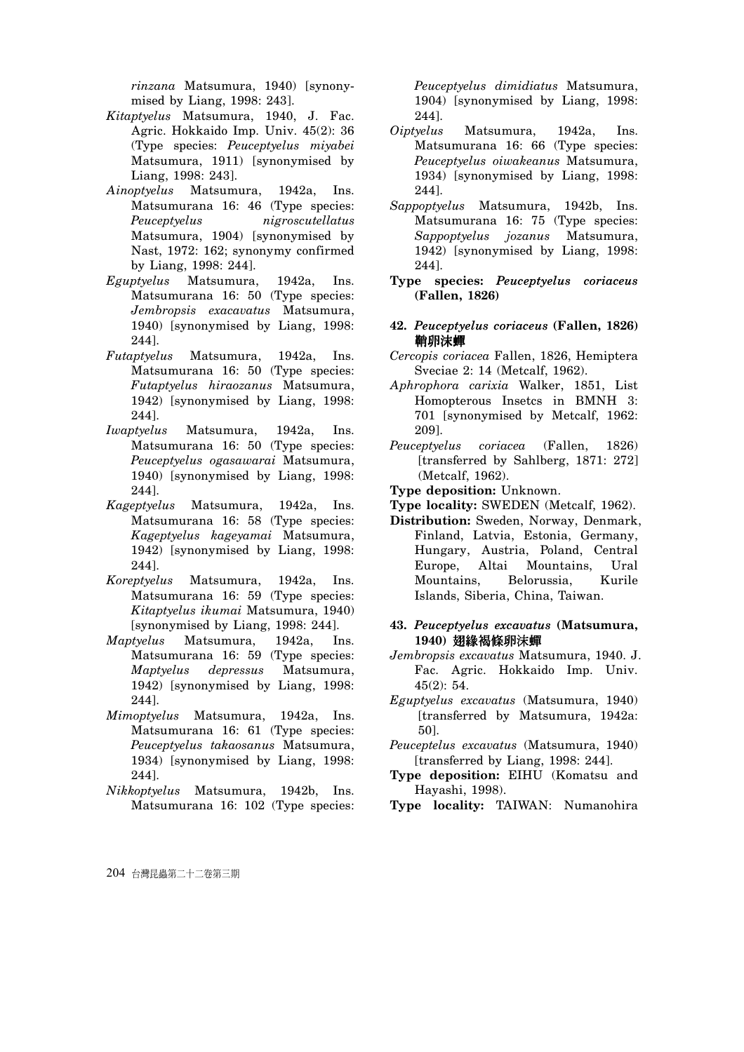*rinzana* Matsumura, 1940) [synonymised by Liang, 1998: 243].

*Kitaptyelus* Matsumura, 1940, J. Fac. Agric. Hokkaido Imp. Univ. 45(2): 36 (Type species: *Peuceptyelus miyabei* Matsumura, 1911) [synonymised by Liang, 1998: 243].

*Ainoptyelus* Matsumura, 1942a, Ins. Matsumurana 16: 46 (Type species: *Peuceptyelus nigroscutellatus* Matsumura, 1904) [synonymised by Nast, 1972: 162; synonymy confirmed by Liang, 1998: 244].

*Eguptyelus* Matsumura, 1942a, Ins. Matsumurana 16: 50 (Type species: *Jembropsis exacavatus* Matsumura, 1940) [synonymised by Liang, 1998: 244].

*Futaptyelus* Matsumura, 1942a, Ins. Matsumurana 16: 50 (Type species: *Futaptyelus hiraozanus* Matsumura, 1942) [synonymised by Liang, 1998: 244].

*Iwaptyelus* Matsumura, 1942a, Ins. Matsumurana 16: 50 (Type species: *Peuceptyelus ogasawarai* Matsumura, 1940) [synonymised by Liang, 1998: 244].

*Kageptyelus* Matsumura, 1942a, Ins. Matsumurana 16: 58 (Type species: *Kageptyelus kageyamai* Matsumura, 1942) [synonymised by Liang, 1998: 244].

*Koreptyelus* Matsumura, 1942a, Ins. Matsumurana 16: 59 (Type species: *Kitaptyelus ikumai* Matsumura, 1940) [synonymised by Liang, 1998: 244].

*Maptyelus* Matsumura, 1942a, Ins. Matsumurana 16: 59 (Type species: *Maptyelus depressus* Matsumura, 1942) [synonymised by Liang, 1998: 244].

*Mimoptyelus* Matsumura, 1942a, Ins. Matsumurana 16: 61 (Type species: *Peuceptyelus takaosanus* Matsumura, 1934) [synonymised by Liang, 1998: 244].

*Nikkoptyelus* Matsumura, 1942b, Ins. Matsumurana 16: 102 (Type species: *Peuceptyelus dimidiatus* Matsumura, 1904) [synonymised by Liang, 1998: 244].

*Oiptyelus* Matsumura, 1942a, Ins. Matsumurana 16: 66 (Type species: *Peuceptyelus oiwakeanus* Matsumura, 1934) [synonymised by Liang, 1998: 244].

*Sappoptyelus* Matsumura, 1942b, Ins. Matsumurana 16: 75 (Type species: *Sappoptyelus jozanus* Matsumura, 1942) [synonymised by Liang, 1998: 244].

**Type species: *Peuceptyelus coriaceus* (Fallen, 1826)**

**42. *Peuceptyelus coriaceus* (Fallen, 1826) 鞘卵沫蟬**

*Cercopis coriacea* Fallen, 1826, Hemiptera Sveciae 2: 14 (Metcalf, 1962).

*Aphrophora carixia* Walker, 1851, List Homopterous Insetcs in BMNH 3: 701 [synonymised by Metcalf, 1962: 209].

*Peuceptyelus coriacea* (Fallen, 1826) [transferred by Sahlberg, 1871: 272] (Metcalf, 1962).

**Type deposition:** Unknown.

**Type locality:** SWEDEN (Metcalf, 1962).

**Distribution:** Sweden, Norway, Denmark, Finland, Latvia, Estonia, Germany, Hungary, Austria, Poland, Central Europe, Altai Mountains, Ural Mountains, Belorussia, Kurile Islands, Siberia, China, Taiwan.

**43. *Peuceptyelus excavatus* (Matsumura, 1940) 翅緣褐條卵沫蟬**

*Jembropsis excavatus* Matsumura, 1940. J. Fac. Agric. Hokkaido Imp. Univ. 45(2): 54.

*Eguptyelus excavatus* (Matsumura, 1940) [transferred by Matsumura, 1942a: 50].

*Peuceptelus excavatus* (Matsumura, 1940) [transferred by Liang, 1998: 244].

**Type deposition:** EIHU (Komatsu and Hayashi, 1998).

**Type locality:** TAIWAN: Numanohira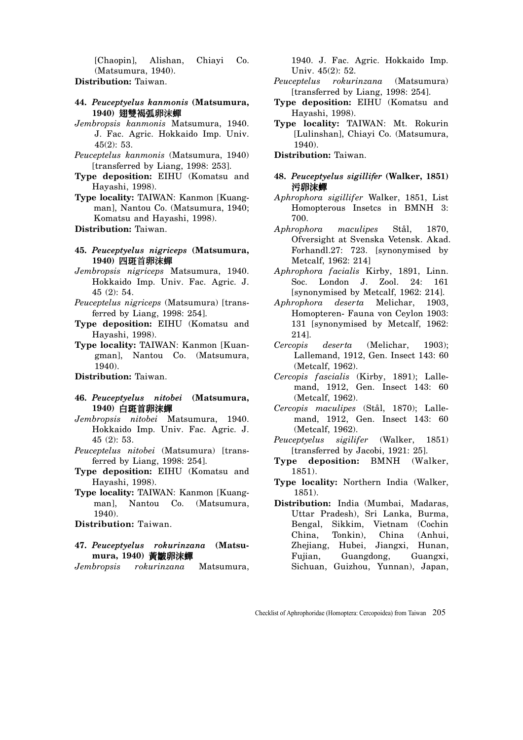[Chaopin], Alishan, Chiayi Co. (Matsumura, 1940).

**Distribution:** Taiwan.

**44. *Peuceptyelus kanmonis* (Matsumura, 1940) 翅雙褐弧卵沫蟬**

*Jembropsis kanmonis* Matsumura, 1940. J. Fac. Agric. Hokkaido Imp. Univ. 45(2): 53.

*Peuceptelus kanmonis* (Matsumura, 1940) [transferred by Liang, 1998: 253].

**Type deposition:** EIHU (Komatsu and Hayashi, 1998).

**Type locality:** TAIWAN: Kanmon [Kuangman], Nantou Co. (Matsumura, 1940; Komatsu and Hayashi, 1998).

**Distribution:** Taiwan.

**45. *Peuceptyelus nigriceps* (Matsumura, 1940) 四斑首卵沫蟬**

*Jembropsis nigriceps* Matsumura, 1940. Hokkaido Imp. Univ. Fac. Agric. J. 45 (2): 54.

*Peuceptelus nigriceps* (Matsumura) [transferred by Liang, 1998: 254].

**Type deposition:** EIHU (Komatsu and Hayashi, 1998).

**Type locality:** TAIWAN: Kanmon [Kuangman], Nantou Co. (Matsumura, 1940).

**Distribution:** Taiwan.

**46. *Peuceptyelus nitobei* (Matsumura, 1940) 白斑首卵沫蟬**

*Jembropsis nitobei* Matsumura, 1940. Hokkaido Imp. Univ. Fac. Agric. J. 45 (2): 53.

*Peuceptelus nitobei* (Matsumura) [transferred by Liang, 1998: 254].

**Type deposition:** EIHU (Komatsu and Hayashi, 1998).

**Type locality:** TAIWAN: Kanmon [Kuangman], Nantou Co. (Matsumura, 1940).

**Distribution:** Taiwan.

**47. *Peuceptyelus rokurinzana* (Matsumura, 1940) 黃皺卵沫蟬**

*Jembropsis rokurinzana* Matsumura, 1940. J. Fac. Agric. Hokkaido Imp. Univ. 45(2): 52.

*Peuceptelus rokurinzana* (Matsumura) [transferred by Liang, 1998: 254].

**Type deposition:** EIHU (Komatsu and Hayashi, 1998).

**Type locality:** TAIWAN: Mt. Rokurin [Lulinshan], Chiayi Co. (Matsumura, 1940).

**Distribution:** Taiwan.

**48. *Peuceptyelus sigillifer* (Walker, 1851) 污卵沫蟬**

*Aphrophora sigillifer* Walker, 1851, List Homopterous Insetcs in BMNH 3: 700.

*Aphrophora maculipes* Stål, 1870, Ofversight at Svenska Vetensk. Akad. Forhandl.27: 723. [synonymised by Metcalf, 1962: 214]

*Aphrophora facialis* Kirby, 1891, Linn. Soc. London J. Zool. 24: 161 [synonymised by Metcalf, 1962: 214].

*Aphrophora deserta* Melichar, 1903, Homopteren- Fauna von Ceylon 1903: 131 [synonymised by Metcalf, 1962: 214].

*Cercopis deserta* (Melichar, 1903); Lallemand, 1912, Gen. Insect 143: 60 (Metcalf, 1962).

*Cercopis fascialis* (Kirby, 1891); Lallemand, 1912, Gen. Insect 143: 60 (Metcalf, 1962).

*Cercopis maculipes* (Stål, 1870); Lallemand, 1912, Gen. Insect 143: 60 (Metcalf, 1962).

*Peuceptyelus sigilifer* (Walker, 1851) [transferred by Jacobi, 1921: 25].

**Type deposition:** BMNH (Walker, 1851).

**Type locality:** Northern India (Walker, 1851).

**Distribution:** India (Mumbai, Madaras, Uttar Pradesh), Sri Lanka, Burma, Bengal, Sikkim, Vietnam (Cochin China, Tonkin), China (Anhui, Zhejiang, Hubei, Jiangxi, Hunan, Fujian, Guangdong, Guangxi, Sichuan, Guizhou, Yunnan), Japan,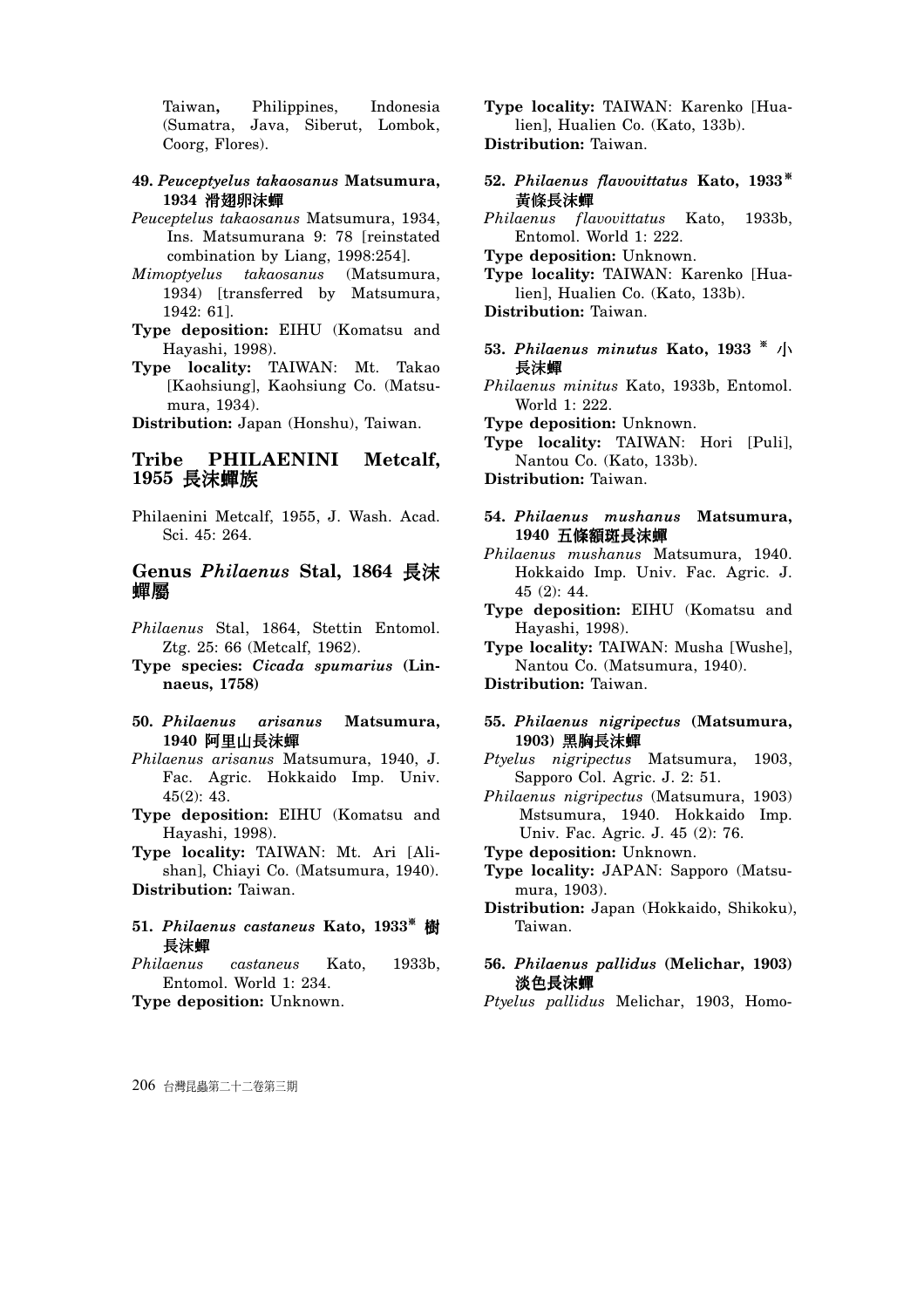Taiwan, Philippines, Indonesia (Sumatra, Java, Siberut, Lombok, Coorg, Flores).

**49.** ***Peuceptyelus takaosanus*** **Matsumura, 1934 滑翅卵沫蟬**

*Peuceptelus takaosanus* Matsumura, 1934, Ins. Matsumurana 9: 78 [reinstated combination by Liang, 1998:254].

*Mimoptyelus takaosanus* (Matsumura, 1934) [transferred by Matsumura, 1942: 61].

**Type deposition:** EIHU (Komatsu and Hayashi, 1998).

**Type locality:** TAIWAN: Mt. Takao [Kaohsiung], Kaohsiung Co. (Matsumura, 1934).

**Distribution:** Japan (Honshu), Taiwan.

## Tribe PHILAENINI Metcalf, 1955 長沫蟬族

Philaenini Metcalf, 1955, J. Wash. Acad. Sci. 45: 264.

### Genus *Philaenus* Stal, 1864 長沫蟬屬

*Philaenus* Stal, 1864, Stettin Entomol. Ztg. 25: 66 (Metcalf, 1962).

**Type species:** ***Cicada spumarius*** **(Linnaeus, 1758)**

**50.** ***Philaenus arisanus*** **Matsumura, 1940 阿里山長沫蟬**

*Philaenus arisanus* Matsumura, 1940, J. Fac. Agric. Hokkaido Imp. Univ. 45(2): 43.

**Type deposition:** EIHU (Komatsu and Hayashi, 1998).

**Type locality:** TAIWAN: Mt. Ari [Alishan], Chiayi Co. (Matsumura, 1940).

**Distribution:** Taiwan.

**51.** ***Philaenus castaneus*** **Kato, 1933※ 樹長沫蟬**

*Philaenus castaneus* Kato, 1933b, Entomol. World 1: 234.

**Type deposition:** Unknown.

**Type locality:** TAIWAN: Karenko [Hualien], Hualien Co. (Kato, 133b).

**Distribution:** Taiwan.

**52.** ***Philaenus flavovittatus*** **Kato, 1933※ 黃條長沫蟬**

*Philaenus flavovittatus* Kato, 1933b, Entomol. World 1: 222.

**Type deposition:** Unknown.

**Type locality:** TAIWAN: Karenko [Hualien], Hualien Co. (Kato, 133b).

**Distribution:** Taiwan.

**53.** ***Philaenus minutus*** **Kato, 1933 ※ 小長沫蟬**

*Philaenus minitus* Kato, 1933b, Entomol. World 1: 222.

**Type deposition:** Unknown.

**Type locality:** TAIWAN: Hori [Puli], Nantou Co. (Kato, 133b).

**Distribution:** Taiwan.

**54.** ***Philaenus mushanus*** **Matsumura, 1940 五條額斑長沫蟬**

*Philaenus mushanus* Matsumura, 1940. Hokkaido Imp. Univ. Fac. Agric. J. 45 (2): 44.

**Type deposition:** EIHU (Komatsu and Hayashi, 1998).

**Type locality:** TAIWAN: Musha [Wushe], Nantou Co. (Matsumura, 1940).

**Distribution:** Taiwan.

**55.** ***Philaenus nigripectus*** **(Matsumura, 1903) 黑胸長沫蟬**

*Ptyelus nigripectus* Matsumura, 1903, Sapporo Col. Agric. J. 2: 51.

*Philaenus nigripectus* (Matsumura, 1903) Mstsumura, 1940. Hokkaido Imp. Univ. Fac. Agric. J. 45 (2): 76.

**Type deposition:** Unknown.

**Type locality:** JAPAN: Sapporo (Matsumura, 1903).

**Distribution:** Japan (Hokkaido, Shikoku), Taiwan.

**56.** ***Philaenus pallidus*** **(Melichar, 1903) 淡色長沫蟬**

*Ptyelus pallidus* Melichar, 1903, Homo-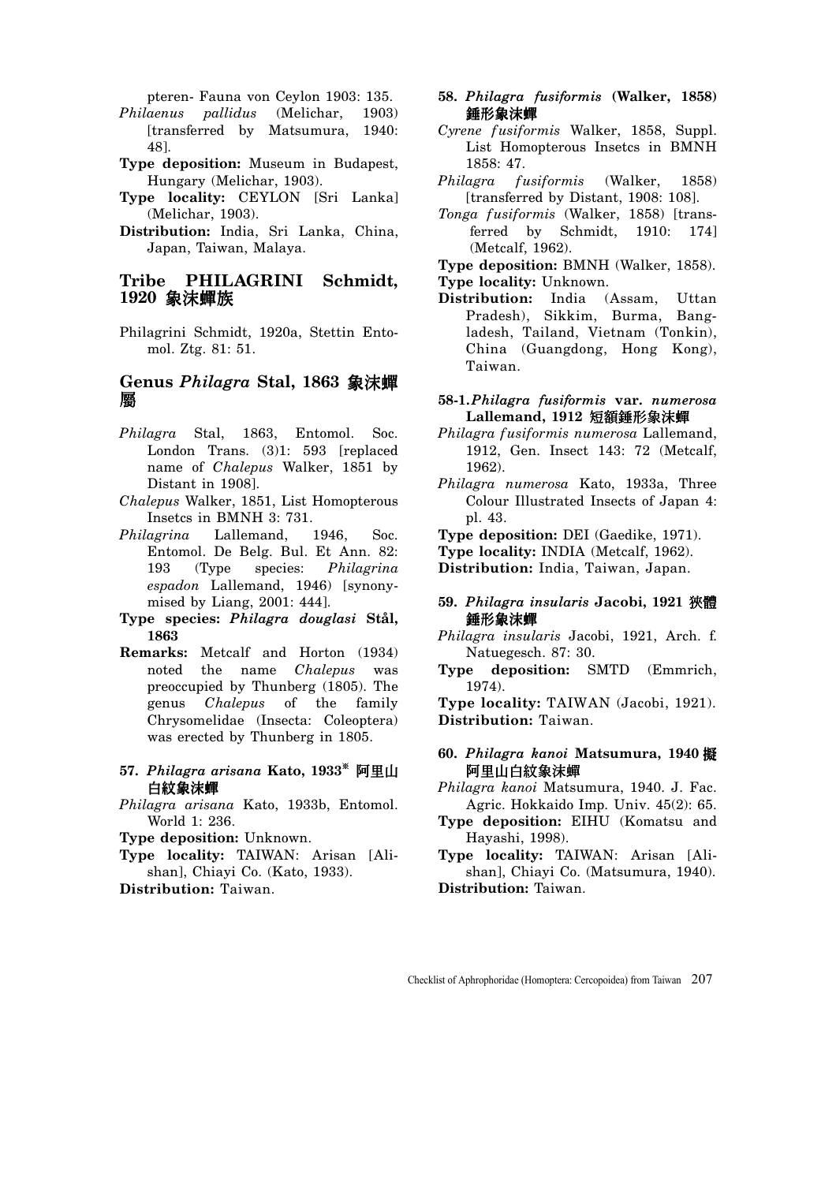pteren- Fauna von Ceylon 1903: 135.

*Philaenus pallidus* (Melichar, 1903) [transferred by Matsumura, 1940: 48].

**Type deposition:** Museum in Budapest, Hungary (Melichar, 1903).

**Type locality:** CEYLON [Sri Lanka] (Melichar, 1903).

**Distribution:** India, Sri Lanka, China, Japan, Taiwan, Malaya.

## Tribe PHILAGRINI Schmidt, 1920 象沫蟬族

Philagrini Schmidt, 1920a, Stettin Entomol. Ztg. 81: 51.

## Genus *Philagra* Stal, 1863 象沫蟬屬

*Philagra* Stal, 1863, Entomol. Soc. London Trans. (3)1: 593 [replaced name of *Chalepus* Walker, 1851 by Distant in 1908].

*Chalepus* Walker, 1851, List Homopterous Insetcs in BMNH 3: 731.

*Philagrina* Lallemand, 1946, Soc. Entomol. De Belg. Bul. Et Ann. 82: 193 (Type species: *Philagrina espadon* Lallemand, 1946) [synonymised by Liang, 2001: 444].

**Type species: *Philagra douglasi* Stål, 1863**

**Remarks:** Metcalf and Horton (1934) noted the name *Chalepus* was preoccupied by Thunberg (1805). The genus *Chalepus* of the family Chrysomelidae (Insecta: Coleoptera) was erected by Thunberg in 1805.

### 57. *Philagra arisana* Kato, 1933※ 阿里山白紋象沫蟬

*Philagra arisana* Kato, 1933b, Entomol. World 1: 236.

**Type deposition:** Unknown.

**Type locality:** TAIWAN: Arisan [Alishan], Chiayi Co. (Kato, 1933).

**Distribution:** Taiwan.

### 58. *Philagra fusiformis* (Walker, 1858) 錘形象沫蟬

*Cyrene fusiformis* Walker, 1858, Suppl. List Homopterous Insetcs in BMNH 1858: 47.

*Philagra fusiformis* (Walker, 1858) [transferred by Distant, 1908: 108].

*Tonga fusiformis* (Walker, 1858) [transferred by Schmidt, 1910: 174] (Metcalf, 1962).

**Type deposition:** BMNH (Walker, 1858).

**Type locality:** Unknown.

**Distribution:** India (Assam, Uttan Pradesh), Sikkim, Burma, Bangladesh, Tailand, Vietnam (Tonkin), China (Guangdong, Hong Kong), Taiwan.

### 58-1. *Philagra fusiformis* var. *numerosa* Lallemand, 1912 短額錘形象沫蟬

*Philagra fusiformis numerosa* Lallemand, 1912, Gen. Insect 143: 72 (Metcalf, 1962).

*Philagra numerosa* Kato, 1933a, Three Colour Illustrated Insects of Japan 4: pl. 43.

**Type deposition:** DEI (Gaedike, 1971).

**Type locality:** INDIA (Metcalf, 1962).

**Distribution:** India, Taiwan, Japan.

### 59. *Philagra insularis* Jacobi, 1921 狹體錘形象沫蟬

*Philagra insularis* Jacobi, 1921, Arch. f. Natuegesch. 87: 30.

**Type deposition:** SMTD (Emmrich, 1974).

**Type locality:** TAIWAN (Jacobi, 1921).

**Distribution:** Taiwan.

### 60. *Philagra kanoi* Matsumura, 1940 擬阿里山白紋象沫蟬

*Philagra kanoi* Matsumura, 1940. J. Fac. Agric. Hokkaido Imp. Univ. 45(2): 65.

**Type deposition:** EIHU (Komatsu and Hayashi, 1998).

**Type locality:** TAIWAN: Arisan [Alishan], Chiayi Co. (Matsumura, 1940).

**Distribution:** Taiwan.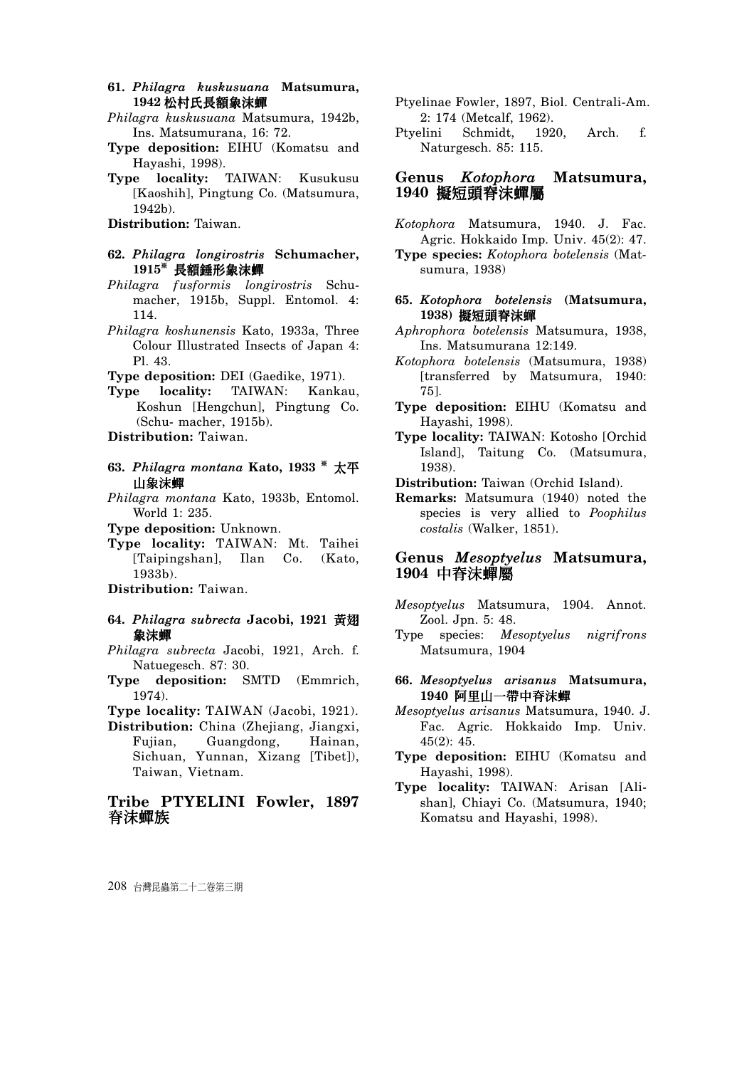**61. *Philagra kuskusuana* Matsumura, 1942 松村氏長額象沫蟬**

*Philagra kuskusuana* Matsumura, 1942b, Ins. Matsumurana, 16: 72.

**Type deposition:** EIHU (Komatsu and Hayashi, 1998).

**Type locality:** TAIWAN: Kusukusu [Kaoshih], Pingtung Co. (Matsumura, 1942b).

**Distribution:** Taiwan.

**62. *Philagra longirostris* Schumacher, 1915* 長額錘形象沫蟬**

*Philagra fusformis longirostris* Schumacher, 1915b, Suppl. Entomol. 4: 114.

*Philagra koshunensis* Kato, 1933a, Three Colour Illustrated Insects of Japan 4: Pl. 43.

**Type deposition:** DEI (Gaedike, 1971).

**Type locality:** TAIWAN: Kankau, Koshun [Hengchun], Pingtung Co. (Schu- macher, 1915b).

**Distribution:** Taiwan.

**63. *Philagra montana* Kato, 1933 * 太平山象沫蟬**

*Philagra montana* Kato, 1933b, Entomol. World 1: 235.

**Type deposition:** Unknown.

**Type locality:** TAIWAN: Mt. Taihei [Taipingshan], Ilan Co. (Kato, 1933b).

**Distribution:** Taiwan.

**64. *Philagra subrecta* Jacobi, 1921 黃翅象沫蟬**

*Philagra subrecta* Jacobi, 1921, Arch. f. Natuegesch. 87: 30.

**Type deposition:** SMTD (Emmrich, 1974).

**Type locality:** TAIWAN (Jacobi, 1921).

**Distribution:** China (Zhejiang, Jiangxi, Fujian, Guangdong, Hainan, Sichuan, Yunnan, Xizang [Tibet]), Taiwan, Vietnam.

## Tribe PTYELINI Fowler, 1897 脊沫蟬族

Ptyelinae Fowler, 1897, Biol. Centrali-Am. 2: 174 (Metcalf, 1962).

Ptyelini Schmidt, 1920, Arch. f. Naturgesch. 85: 115.

## Genus *Kotophora* Matsumura, 1940 擬短頭脊沫蟬屬

*Kotophora* Matsumura, 1940. J. Fac. Agric. Hokkaido Imp. Univ. 45(2): 47.

**Type species:** *Kotophora botelensis* (Matsumura, 1938)

**65. *Kotophora botelensis* (Matsumura, 1938) 擬短頭脊沫蟬**

*Aphrophora botelensis* Matsumura, 1938, Ins. Matsumurana 12:149.

*Kotophora botelensis* (Matsumura, 1938) [transferred by Matsumura, 1940: 75].

**Type deposition:** EIHU (Komatsu and Hayashi, 1998).

**Type locality:** TAIWAN: Kotosho [Orchid Island], Taitung Co. (Matsumura, 1938).

**Distribution:** Taiwan (Orchid Island).

**Remarks:** Matsumura (1940) noted the species is very allied to *Poophilus costalis* (Walker, 1851).

## Genus *Mesoptyelus* Matsumura, 1904 中脊沫蟬屬

*Mesoptyelus* Matsumura, 1904. Annot. Zool. Jpn. 5: 48.

Type species: *Mesoptyelus nigrifrons* Matsumura, 1904

**66. *Mesoptyelus arisanus* Matsumura, 1940 阿里山一帶中脊沫蟬**

*Mesoptyelus arisanus* Matsumura, 1940. J. Fac. Agric. Hokkaido Imp. Univ. 45(2): 45.

**Type deposition:** EIHU (Komatsu and Hayashi, 1998).

**Type locality:** TAIWAN: Arisan [Alishan], Chiayi Co. (Matsumura, 1940; Komatsu and Hayashi, 1998).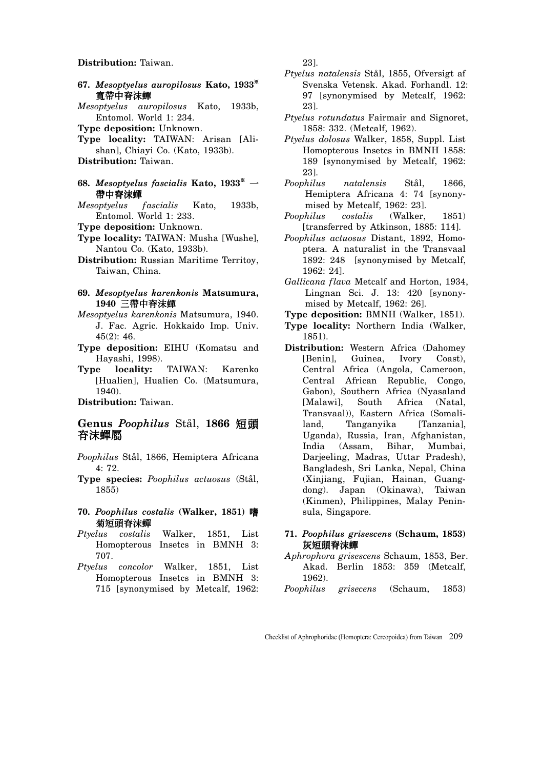**Distribution:** Taiwan.

**67.** ***Mesoptyelus auropilosus*** **Kato, 1933**※ **寬帶中脊沫蟬**

*Mesoptyelus auropilosus* Kato, 1933b, Entomol. World 1: 234.

**Type deposition:** Unknown.

**Type locality:** TAIWAN: Arisan [Alishan], Chiayi Co. (Kato, 1933b).

**Distribution:** Taiwan.

**68.** ***Mesoptyelus fascialis*** **Kato, 1933**※ **一帶中脊沫蟬**

*Mesoptyelus fascialis* Kato, 1933b, Entomol. World 1: 233.

**Type deposition:** Unknown.

**Type locality:** TAIWAN: Musha [Wushe], Nantou Co. (Kato, 1933b).

**Distribution:** Russian Maritime Territoy, Taiwan, China.

**69.** ***Mesoptyelus karenkonis*** **Matsumura, 1940 三帶中脊沫蟬**

*Mesoptyelus karenkonis* Matsumura, 1940. J. Fac. Agric. Hokkaido Imp. Univ. 45(2): 46.

**Type deposition:** EIHU (Komatsu and Hayashi, 1998).

**Type locality:** TAIWAN: Karenko [Hualien], Hualien Co. (Matsumura, 1940).

**Distribution:** Taiwan.

## Genus *Poophilus* Stål, 1866 短頭脊沫蟬屬

*Poophilus* Stål, 1866, Hemiptera Africana 4: 72.

**Type species:** *Poophilus actuosus* (Stål, 1855)

**70.** ***Poophilus costalis*** **(Walker, 1851) 嗜菊短頭脊沫蟬**

*Ptyelus costalis* Walker, 1851, List Homopterous Insetcs in BMNH 3: 707.

*Ptyelus concolor* Walker, 1851, List Homopterous Insetcs in BMNH 3: 715 [synonymised by Metcalf, 1962: 23].

*Ptyelus natalensis* Stål, 1855, Ofversigt af Svenska Vetensk. Akad. Forhandl. 12: 97 [synonymised by Metcalf, 1962: 23].

*Ptyelus rotundatus* Fairmair and Signoret, 1858: 332. (Metcalf, 1962).

*Ptyelus dolosus* Walker, 1858, Suppl. List Homopterous Insetcs in BMNH 1858: 189 [synonymised by Metcalf, 1962: 23].

*Poophilus natalensis* Stål, 1866, Hemiptera Africana 4: 74 [synonymised by Metcalf, 1962: 23].

*Poophilus costalis* (Walker, 1851) [transferred by Atkinson, 1885: 114].

*Poophilus actuosus* Distant, 1892, Homoptera. A naturalist in the Transvaal 1892: 248 [synonymised by Metcalf, 1962: 24].

*Gallicana flava* Metcalf and Horton, 1934, Lingnan Sci. J. 13: 420 [synonymised by Metcalf, 1962: 26].

**Type deposition:** BMNH (Walker, 1851).

**Type locality:** Northern India (Walker, 1851).

**Distribution:** Western Africa (Dahomey [Benin], Guinea, Ivory Coast), Central Africa (Angola, Cameroon, Central African Republic, Congo, Gabon), Southern Africa (Nyasaland [Malawi], South Africa (Natal, Transvaal)), Eastern Africa (Somaliland, Tanganyika [Tanzania], Uganda), Russia, Iran, Afghanistan, India (Assam, Bihar, Mumbai, Darjeeling, Madras, Uttar Pradesh), Bangladesh, Sri Lanka, Nepal, China (Xinjiang, Fujian, Hainan, Guangdong). Japan (Okinawa), Taiwan (Kinmen), Philippines, Malay Peninsula, Singapore.

**71.** ***Poophilus grisescens*** **(Schaum, 1853) 灰短頭脊沫蟬**

*Aphrophora grisescens* Schaum, 1853, Ber. Akad. Berlin 1853: 359 (Metcalf, 1962).

*Poophilus grisecens* (Schaum, 1853)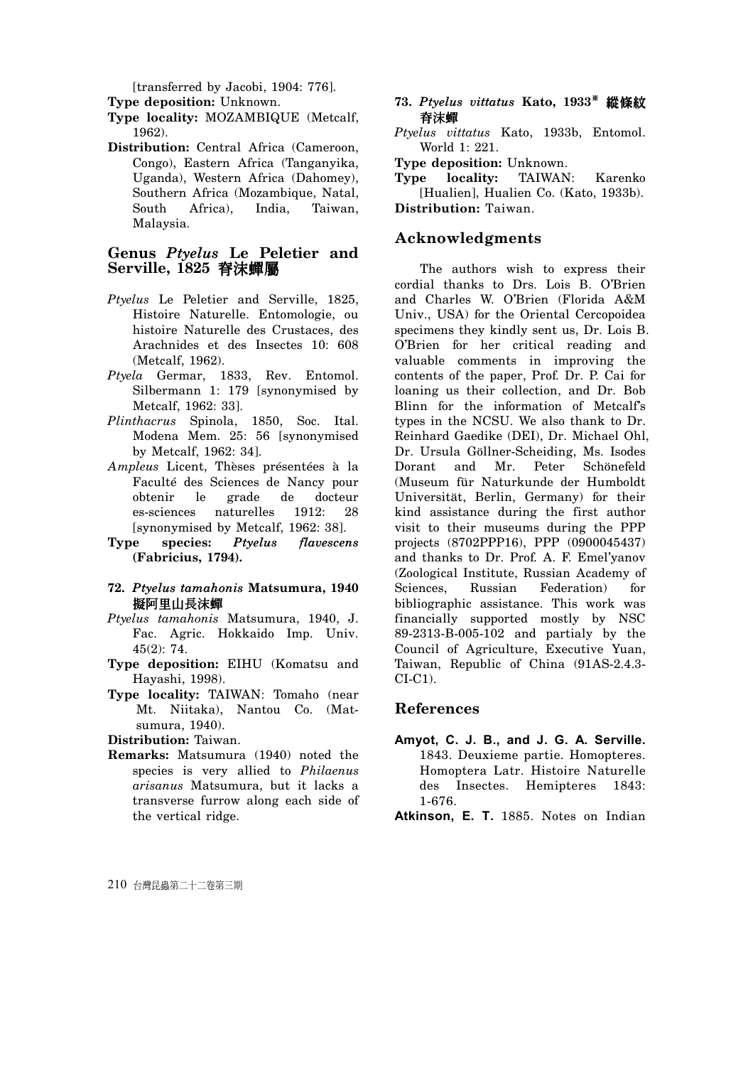[transferred by Jacobi, 1904: 776].

**Type deposition:** Unknown.

**Type locality:** MOZAMBIQUE (Metcalf, 1962).

**Distribution:** Central Africa (Cameroon, Congo), Eastern Africa (Tanganyika, Uganda), Western Africa (Dahomey), Southern Africa (Mozambique, Natal, South Africa), India, Taiwan, Malaysia.

## Genus *Ptyelus* Le Peletier and Serville, 1825 脊沫蟬屬

*Ptyelus* Le Peletier and Serville, 1825, Histoire Naturelle. Entomologie, ou histoire Naturelle des Crustaces, des Arachnides et des Insectes 10: 608 (Metcalf, 1962).

*Ptyela* Germar, 1833, Rev. Entomol. Silbermann 1: 179 [synonymised by Metcalf, 1962: 33].

*Plinthacrus* Spinola, 1850, Soc. Ital. Modena Mem. 25: 56 [synonymised by Metcalf, 1962: 34].

*Ampleus* Licent, Thèses présentées à la Faculté des Sciences de Nancy pour obtenir le grade de docteur es-sciences naturelles 1912: 28 [synonymised by Metcalf, 1962: 38].

**Type species: *Ptyelus flavescens* (Fabricius, 1794).**

### 72. *Ptyelus tamahonis* Matsumura, 1940 擬阿里山長沫蟬

*Ptyelus tamahonis* Matsumura, 1940, J. Fac. Agric. Hokkaido Imp. Univ. 45(2): 74.

**Type deposition:** EIHU (Komatsu and Hayashi, 1998).

**Type locality:** TAIWAN: Tomaho (near Mt. Niitaka), Nantou Co. (Matsumura, 1940).

**Distribution:** Taiwan.

**Remarks:** Matsumura (1940) noted the species is very allied to *Philaenus arisanus* Matsumura, but it lacks a transverse furrow along each side of the vertical ridge.

### 73. *Ptyelus vittatus* Kato, 1933※ 縱條紋脊沫蟬

*Ptyelus vittatus* Kato, 1933b, Entomol. World 1: 221.

**Type deposition:** Unknown.

**Type locality:** TAIWAN: Karenko [Hualien], Hualien Co. (Kato, 1933b).

**Distribution:** Taiwan.

## Acknowledgments

The authors wish to express their cordial thanks to Drs. Lois B. O'Brien and Charles W. O'Brien (Florida A&M Univ., USA) for the Oriental Cercopoidea specimens they kindly sent us, Dr. Lois B. O'Brien for her critical reading and valuable comments in improving the contents of the paper, Prof. Dr. P. Cai for loaning us their collection, and Dr. Bob Blinn for the information of Metcalf's types in the NCSU. We also thank to Dr. Reinhard Gaedike (DEI), Dr. Michael Ohl, Dr. Ursula Göllner-Scheiding, Ms. Isodes Dorant and Mr. Peter Schönefeld (Museum für Naturkunde der Humboldt Universität, Berlin, Germany) for their kind assistance during the first author visit to their museums during the PPP projects (8702PPP16), PPP (0900045437) and thanks to Dr. Prof. A. F. Emel'yanov (Zoological Institute, Russian Academy of Sciences, Russian Federation) for bibliographic assistance. This work was financially supported mostly by NSC 89-2313-B-005-102 and partialy by the Council of Agriculture, Executive Yuan, Taiwan, Republic of China (91AS-2.4.3-CI-C1).

## References

**Amyot, C. J. B., and J. G. A. Serville.** 1843. Deuxieme partie. Homopteres. Homoptera Latr. Histoire Naturelle des Insectes. Hemipteres 1843: 1-676.

**Atkinson, E. T.** 1885. Notes on Indian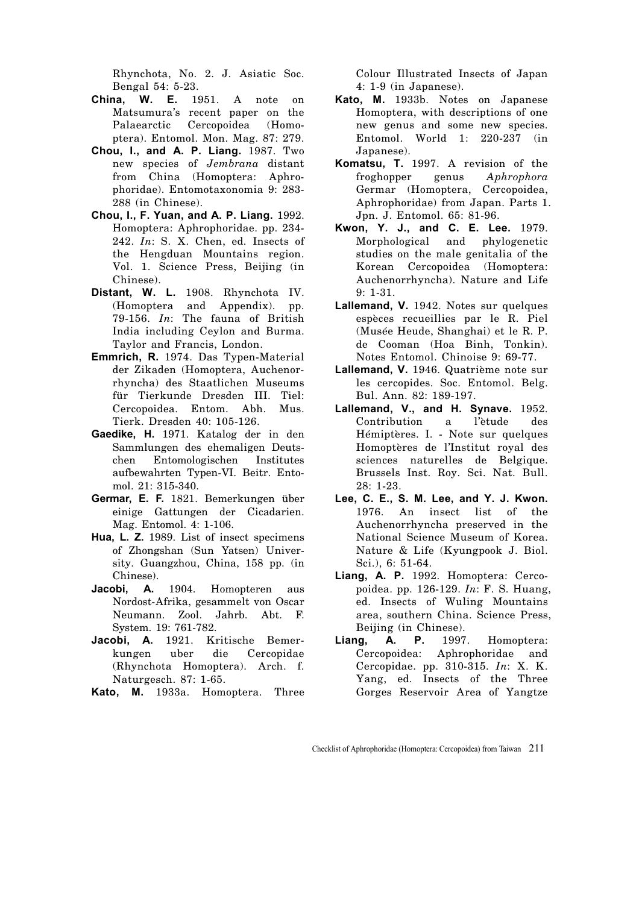Rhynchota, No. 2. J. Asiatic Soc. Bengal 54: 5-23.

**China, W. E.** 1951. A note on Matsumura's recent paper on the Palaearctic Cercopoidea (Homoptera). Entomol. Mon. Mag. 87: 279.

**Chou, I., and A. P. Liang.** 1987. Two new species of *Jembrana* distant from China (Homoptera: Aphrophoridae). Entomotaxonomia 9: 283-288 (in Chinese).

**Chou, I., F. Yuan, and A. P. Liang.** 1992. Homoptera: Aphrophoridae. pp. 234-242. *In*: S. X. Chen, ed. Insects of the Hengduan Mountains region. Vol. 1. Science Press, Beijing (in Chinese).

**Distant, W. L.** 1908. Rhynchota IV. (Homoptera and Appendix). pp. 79-156. *In*: The fauna of British India including Ceylon and Burma. Taylor and Francis, London.

**Emmrich, R.** 1974. Das Typen-Material der Zikaden (Homoptera, Auchenorrhyncha) des Staatlichen Museums für Tierkunde Dresden III. Tiel: Cercopoidea. Entom. Abh. Mus. Tierk. Dresden 40: 105-126.

**Gaedike, H.** 1971. Katalog der in den Sammlungen des ehemaligen Deutschen Entomologischen Institutes aufbewahrten Typen-VI. Beitr. Entomol. 21: 315-340.

**Germar, E. F.** 1821. Bemerkungen über einige Gattungen der Cicadarien. Mag. Entomol. 4: 1-106.

**Hua, L. Z.** 1989. List of insect specimens of Zhongshan (Sun Yatsen) University. Guangzhou, China, 158 pp. (in Chinese).

**Jacobi, A.** 1904. Homopteren aus Nordost-Afrika, gesammelt von Oscar Neumann. Zool. Jahrb. Abt. F. System. 19: 761-782.

**Jacobi, A.** 1921. Kritische Bemerkungen uber die Cercopidae (Rhynchota Homoptera). Arch. f. Naturgesch. 87: 1-65.

**Kato, M.** 1933a. Homoptera. Three Colour Illustrated Insects of Japan 4: 1-9 (in Japanese).

**Kato, M.** 1933b. Notes on Japanese Homoptera, with descriptions of one new genus and some new species. Entomol. World 1: 220-237 (in Japanese).

**Komatsu, T.** 1997. A revision of the froghopper genus *Aphrophora* Germar (Homoptera, Cercopoidea, Aphrophoridae) from Japan. Parts 1. Jpn. J. Entomol. 65: 81-96.

**Kwon, Y. J., and C. E. Lee.** 1979. Morphological and phylogenetic studies on the male genitalia of the Korean Cercopoidea (Homoptera: Auchenorrhyncha). Nature and Life 9: 1-31.

**Lallemand, V.** 1942. Notes sur quelques espèces recueillies par le R. Piel (Musée Heude, Shanghai) et le R. P. de Cooman (Hoa Binh, Tonkin). Notes Entomol. Chinoise 9: 69-77.

**Lallemand, V.** 1946. Quatrième note sur les cercopides. Soc. Entomol. Belg. Bul. Ann. 82: 189-197.

**Lallemand, V., and H. Synave.** 1952. Contribution a l'ètude des Hémiptères. I. - Note sur quelques Homoptères de l'Institut royal des sciences naturelles de Belgique. Brussels Inst. Roy. Sci. Nat. Bull. 28: 1-23.

**Lee, C. E., S. M. Lee, and Y. J. Kwon.** 1976. An insect list of the Auchenorrhyncha preserved in the National Science Museum of Korea. Nature & Life (Kyungpook J. Biol. Sci.), 6: 51-64.

**Liang, A. P.** 1992. Homoptera: Cercopoidea. pp. 126-129. *In*: F. S. Huang, ed. Insects of Wuling Mountains area, southern China. Science Press, Beijing (in Chinese).

**Liang, A. P.** 1997. Homoptera: Cercopoidea: Aphrophoridae and Cercopidae. pp. 310-315. *In*: X. K. Yang, ed. Insects of the Three Gorges Reservoir Area of Yangtze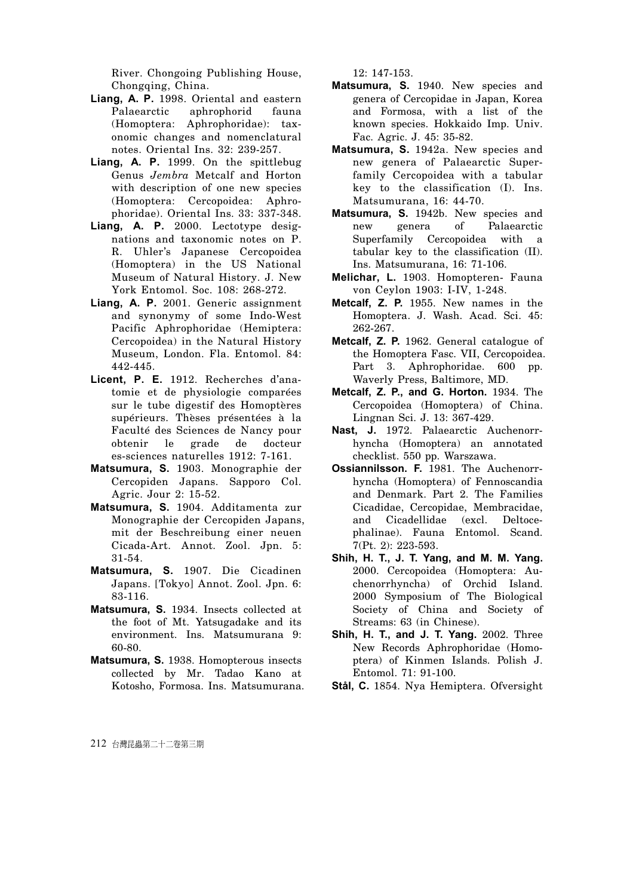River. Chongoing Publishing House, Chongqing, China.

**Liang, A. P.** 1998. Oriental and eastern Palaearctic aphrophorid fauna (Homoptera: Aphrophoridae): taxonomic changes and nomenclatural notes. Oriental Ins. 32: 239-257.

**Liang, A. P.** 1999. On the spittlebug Genus *Jembra* Metcalf and Horton with description of one new species (Homoptera: Cercopoidea: Aphrophoridae). Oriental Ins. 33: 337-348.

**Liang, A. P.** 2000. Lectotype designations and taxonomic notes on P. R. Uhler's Japanese Cercopoidea (Homoptera) in the US National Museum of Natural History. J. New York Entomol. Soc. 108: 268-272.

**Liang, A. P.** 2001. Generic assignment and synonymy of some Indo-West Pacific Aphrophoridae (Hemiptera: Cercopoidea) in the Natural History Museum, London. Fla. Entomol. 84: 442-445.

**Licent, P. E.** 1912. Recherches d'anatomie et de physiologie comparées sur le tube digestif des Homoptères supérieurs. Thèses présentées à la Faculté des Sciences de Nancy pour obtenir le grade de docteur es-sciences naturelles 1912: 7-161.

**Matsumura, S.** 1903. Monographie der Cercopiden Japans. Sapporo Col. Agric. Jour 2: 15-52.

**Matsumura, S.** 1904. Additamenta zur Monographie der Cercopiden Japans, mit der Beschreibung einer neuen Cicada-Art. Annot. Zool. Jpn. 5: 31-54.

**Matsumura, S.** 1907. Die Cicadinen Japans. [Tokyo] Annot. Zool. Jpn. 6: 83-116.

**Matsumura, S.** 1934. Insects collected at the foot of Mt. Yatsugadake and its environment. Ins. Matsumurana 9: 60-80.

**Matsumura, S.** 1938. Homopterous insects collected by Mr. Tadao Kano at Kotosho, Formosa. Ins. Matsumurana. 12: 147-153.

**Matsumura, S.** 1940. New species and genera of Cercopidae in Japan, Korea and Formosa, with a list of the known species. Hokkaido Imp. Univ. Fac. Agric. J. 45: 35-82.

**Matsumura, S.** 1942a. New species and new genera of Palaearctic Superfamily Cercopoidea with a tabular key to the classification (I). Ins. Matsumurana, 16: 44-70.

**Matsumura, S.** 1942b. New species and new genera of Palaearctic Superfamily Cercopoidea with a tabular key to the classification (II). Ins. Matsumurana, 16: 71-106.

**Melichar, L.** 1903. Homopteren- Fauna von Ceylon 1903: I-IV, 1-248.

**Metcalf, Z. P.** 1955. New names in the Homoptera. J. Wash. Acad. Sci. 45: 262-267.

**Metcalf, Z. P.** 1962. General catalogue of the Homoptera Fasc. VII, Cercopoidea. Part 3. Aphrophoridae. 600 pp. Waverly Press, Baltimore, MD.

**Metcalf, Z. P., and G. Horton.** 1934. The Cercopoidea (Homoptera) of China. Lingnan Sci. J. 13: 367-429.

**Nast, J.** 1972. Palaearctic Auchenorrhyncha (Homoptera) an annotated checklist. 550 pp. Warszawa.

**Ossiannilsson. F.** 1981. The Auchenorrhyncha (Homoptera) of Fennoscandia and Denmark. Part 2. The Families Cicadidae, Cercopidae, Membracidae, and Cicadellidae (excl. Deltocephalinae). Fauna Entomol. Scand. 7(Pt. 2): 223-593.

**Shih, H. T., J. T. Yang, and M. M. Yang.** 2000. Cercopoidea (Homoptera: Auchenorrhyncha) of Orchid Island. 2000 Symposium of The Biological Society of China and Society of Streams: 63 (in Chinese).

**Shih, H. T., and J. T. Yang.** 2002. Three New Records Aphrophoridae (Homoptera) of Kinmen Islands. Polish J. Entomol. 71: 91-100.

**Stål, C.** 1854. Nya Hemiptera. Ofversight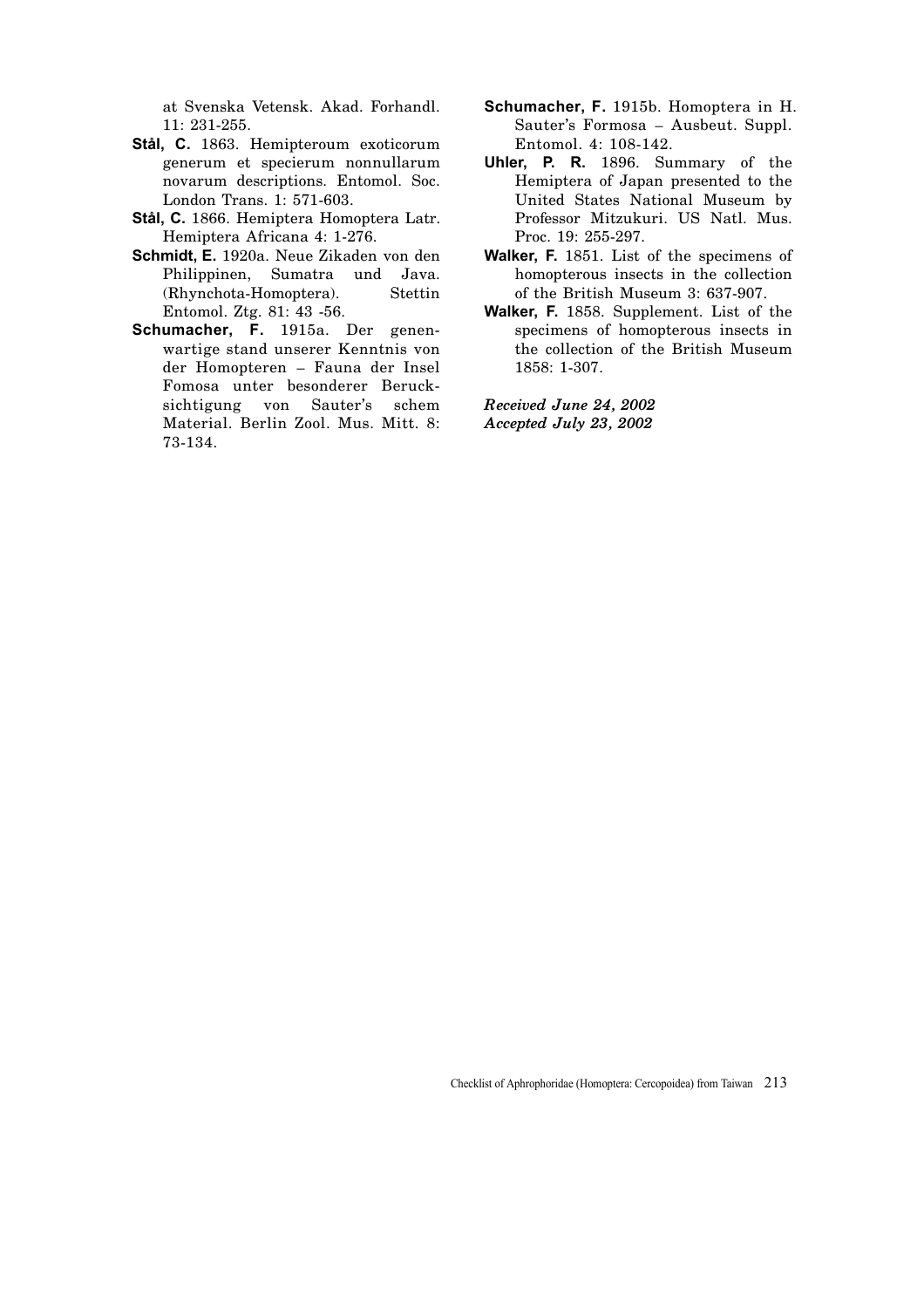at Svenska Vetensk. Akad. Forhandl. 11: 231-255.

**Stål, C.** 1863. Hemipteroum exoticorum generum et specierum nonnullarum novarum descriptions. Entomol. Soc. London Trans. 1: 571-603.

**Stål, C.** 1866. Hemiptera Homoptera Latr. Hemiptera Africana 4: 1-276.

**Schmidt, E.** 1920a. Neue Zikaden von den Philippinen, Sumatra und Java. (Rhynchota-Homoptera). Stettin Entomol. Ztg. 81: 43 -56.

**Schumacher, F.** 1915a. Der genenwartige stand unserer Kenntnis von der Homopteren – Fauna der Insel Fomosa unter besonderer Berucksichtigung von Sauter's schem Material. Berlin Zool. Mus. Mitt. 8: 73-134.

**Schumacher, F.** 1915b. Homoptera in H. Sauter's Formosa – Ausbeut. Suppl. Entomol. 4: 108-142.

**Uhler, P. R.** 1896. Summary of the Hemiptera of Japan presented to the United States National Museum by Professor Mitzukuri. US Natl. Mus. Proc. 19: 255-297.

**Walker, F.** 1851. List of the specimens of homopterous insects in the collection of the British Museum 3: 637-907.

**Walker, F.** 1858. Supplement. List of the specimens of homopterous insects in the collection of the British Museum 1858: 1-307.

***Received June 24, 2002***
***Accepted July 23, 2002***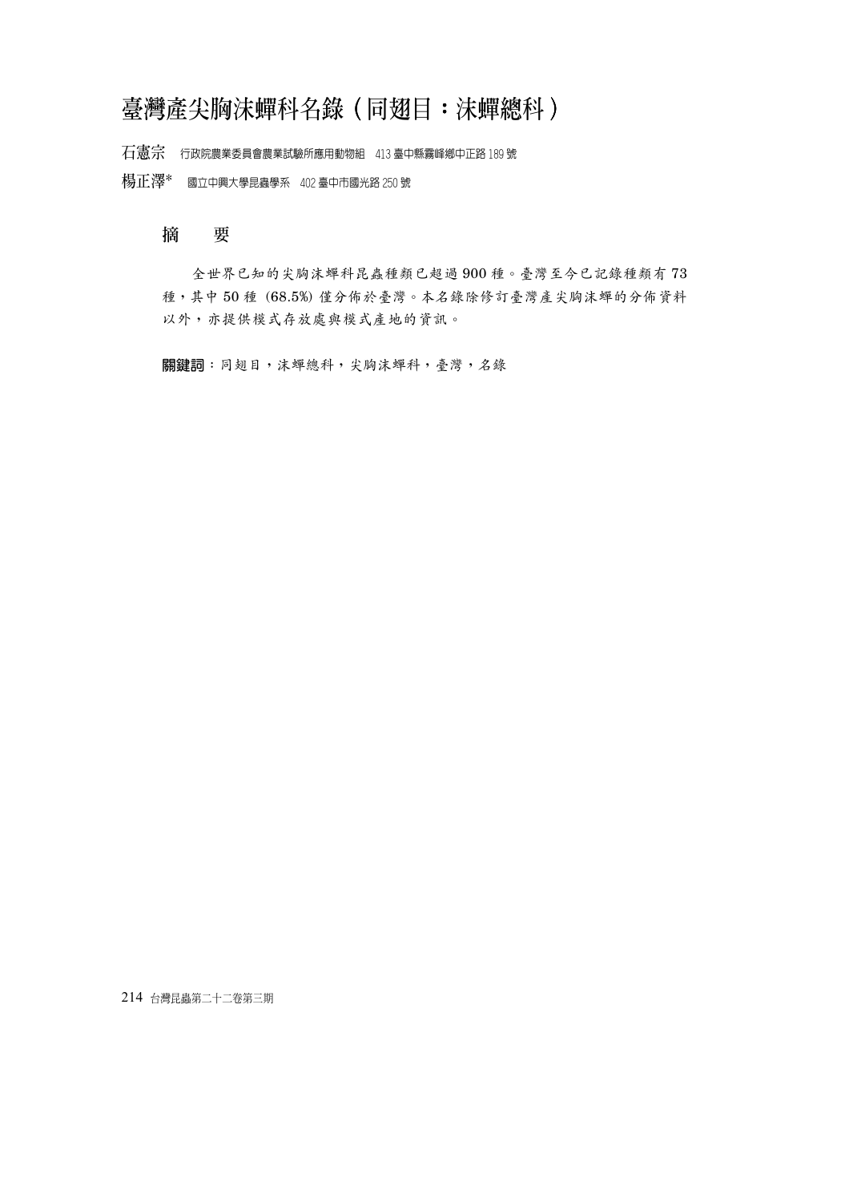# 臺灣產尖胸沫蟬科名錄（同翅目：沫蟬總科）

石憲宗　行政院農業委員會農業試驗所應用動物組　413 臺中縣霧峰鄉中正路 189 號

楊正澤*　國立中興大學昆蟲學系　402 臺中市國光路 250 號

## 摘　要

全世界已知的尖胸沫蟬科昆蟲種類已超過 900 種。臺灣至今已記錄種類有 73 種，其中 50 種 (68.5%) 僅分佈於臺灣。本名錄除修訂臺灣產尖胸沫蟬的分佈資料以外，亦提供模式存放處與模式產地的資訊。

**關鍵詞**：同翅目，沫蟬總科，尖胸沫蟬科，臺灣，名錄